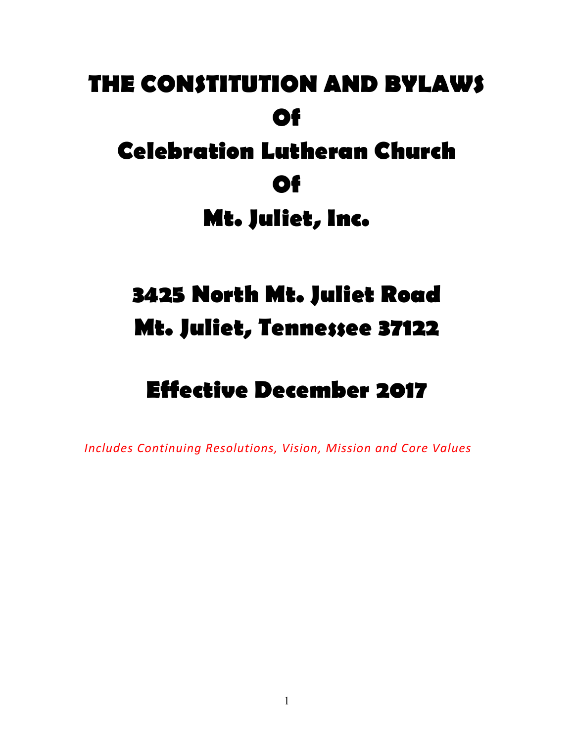# THE CONSTITUTION AND BYLAWS

# Of

# Celebration Lutheran Church

# Of

# Mt. Juliet, Inc.

## 3425 North Mt. Juliet Road
## Mt. Juliet, Tennessee 37122

## Effective December 2017

*Includes Continuing Resolutions, Vision, Mission and Core Values*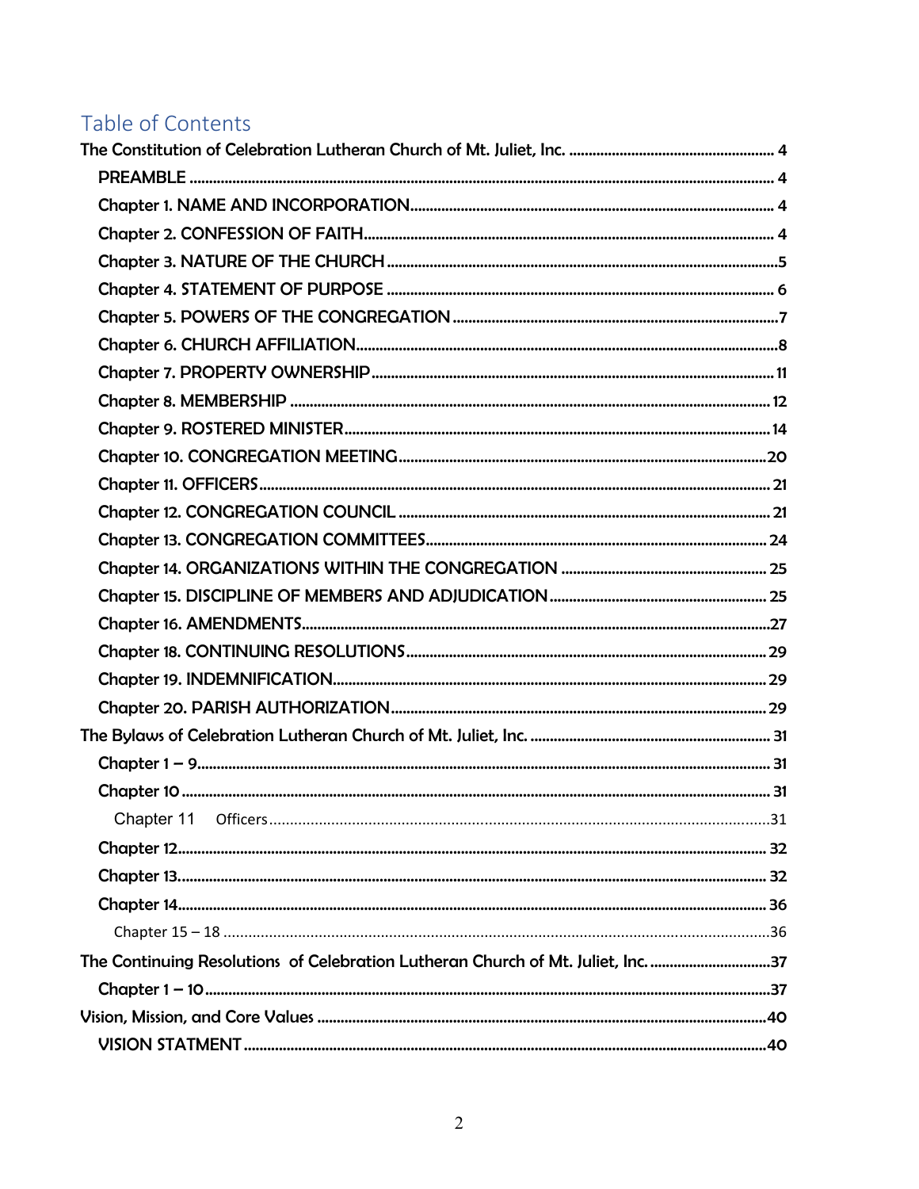# Table of Contents

- The Constitution of Celebration Lutheran Church of Mt. Juliet, Inc. .......... 4
  - PREAMBLE .......... 4
  - Chapter 1. NAME AND INCORPORATION .......... 4
  - Chapter 2. CONFESSION OF FAITH .......... 4
  - Chapter 3. NATURE OF THE CHURCH .......... 5
  - Chapter 4. STATEMENT OF PURPOSE .......... 6
  - Chapter 5. POWERS OF THE CONGREGATION .......... 7
  - Chapter 6. CHURCH AFFILIATION .......... 8
  - Chapter 7. PROPERTY OWNERSHIP .......... 11
  - Chapter 8. MEMBERSHIP .......... 12
  - Chapter 9. ROSTERED MINISTER .......... 14
  - Chapter 10. CONGREGATION MEETING .......... 20
  - Chapter 11. OFFICERS .......... 21
  - Chapter 12. CONGREGATION COUNCIL .......... 21
  - Chapter 13. CONGREGATION COMMITTEES .......... 24
  - Chapter 14. ORGANIZATIONS WITHIN THE CONGREGATION .......... 25
  - Chapter 15. DISCIPLINE OF MEMBERS AND ADJUDICATION .......... 25
  - Chapter 16. AMENDMENTS .......... 27
  - Chapter 18. CONTINUING RESOLUTIONS .......... 29
  - Chapter 19. INDEMNIFICATION .......... 29
  - Chapter 20. PARISH AUTHORIZATION .......... 29
- The Bylaws of Celebration Lutheran Church of Mt. Juliet, Inc. .......... 31
  - Chapter 1 – 9 .......... 31
  - Chapter 10 .......... 31
    - Chapter 11 Officers .......... 31
  - Chapter 12 .......... 32
  - Chapter 13 .......... 32
  - Chapter 14 .......... 36
    - Chapter 15 – 18 .......... 36
- The Continuing Resolutions of Celebration Lutheran Church of Mt. Juliet, Inc. .......... 37
  - Chapter 1 – 10 .......... 37
- Vision, Mission, and Core Values .......... 40
  - VISION STATMENT .......... 40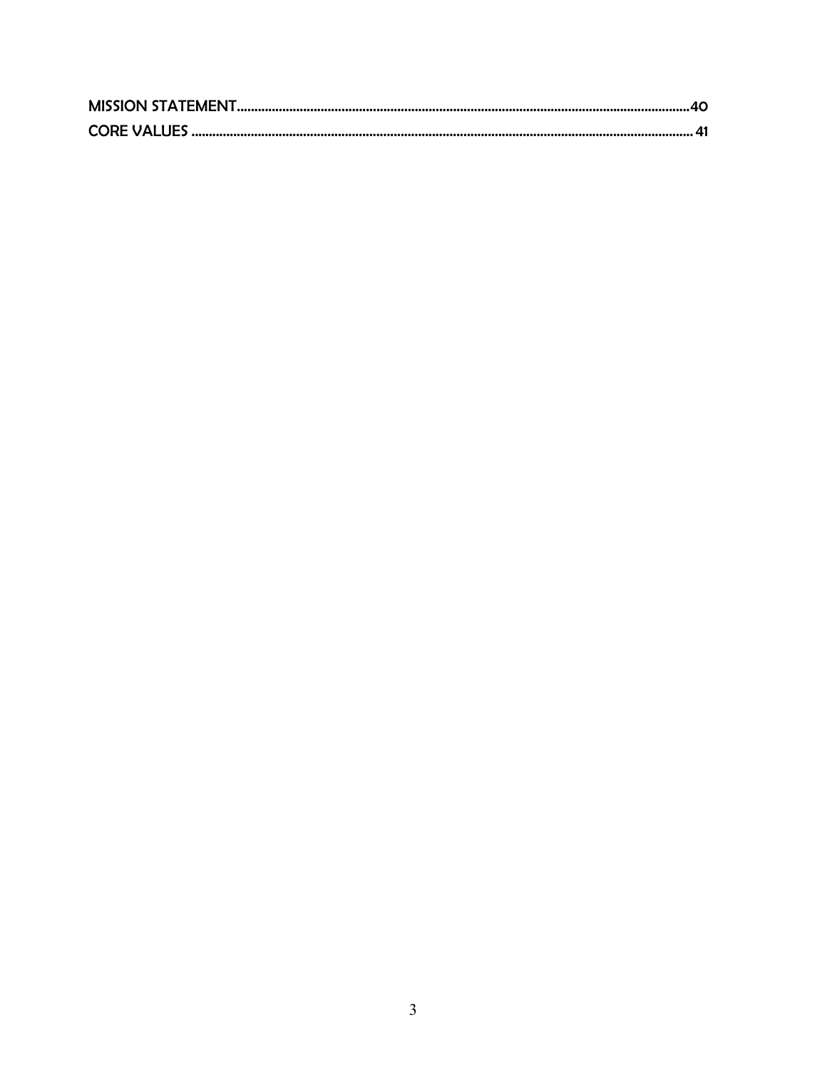MISSION STATEMENT....................................................................................................................................40
CORE VALUES ........................................................................................................................................41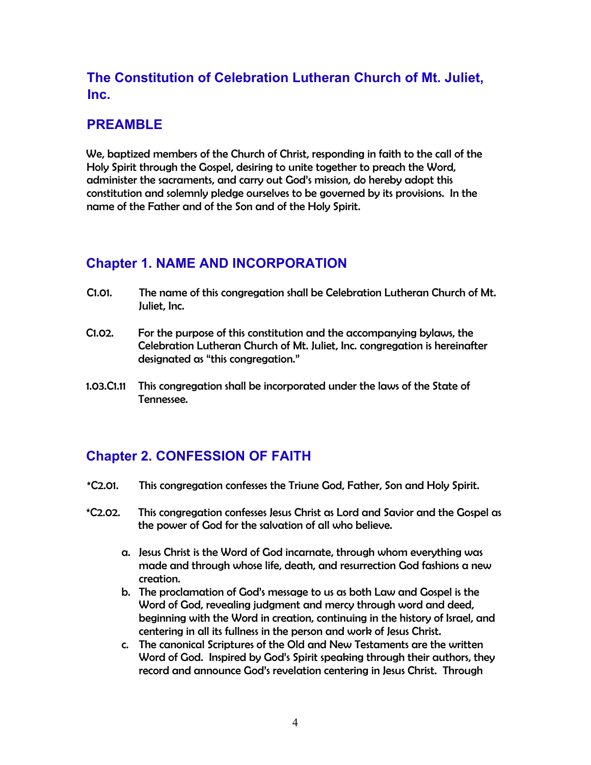## The Constitution of Celebration Lutheran Church of Mt. Juliet, Inc.

## PREAMBLE

We, baptized members of the Church of Christ, responding in faith to the call of the Holy Spirit through the Gospel, desiring to unite together to preach the Word, administer the sacraments, and carry out God's mission, do hereby adopt this constitution and solemnly pledge ourselves to be governed by its provisions. In the name of the Father and of the Son and of the Holy Spirit.

## Chapter 1. NAME AND INCORPORATION

C1.01. The name of this congregation shall be Celebration Lutheran Church of Mt. Juliet, Inc.

C1.02. For the purpose of this constitution and the accompanying bylaws, the Celebration Lutheran Church of Mt. Juliet, Inc. congregation is hereinafter designated as "this congregation."

1.03.C1.11 This congregation shall be incorporated under the laws of the State of Tennessee.

## Chapter 2. CONFESSION OF FAITH

*C2.01. This congregation confesses the Triune God, Father, Son and Holy Spirit.

*C2.02. This congregation confesses Jesus Christ as Lord and Savior and the Gospel as the power of God for the salvation of all who believe.

a. Jesus Christ is the Word of God incarnate, through whom everything was made and through whose life, death, and resurrection God fashions a new creation.
b. The proclamation of God's message to us as both Law and Gospel is the Word of God, revealing judgment and mercy through word and deed, beginning with the Word in creation, continuing in the history of Israel, and centering in all its fullness in the person and work of Jesus Christ.
c. The canonical Scriptures of the Old and New Testaments are the written Word of God. Inspired by God's Spirit speaking through their authors, they record and announce God's revelation centering in Jesus Christ. Through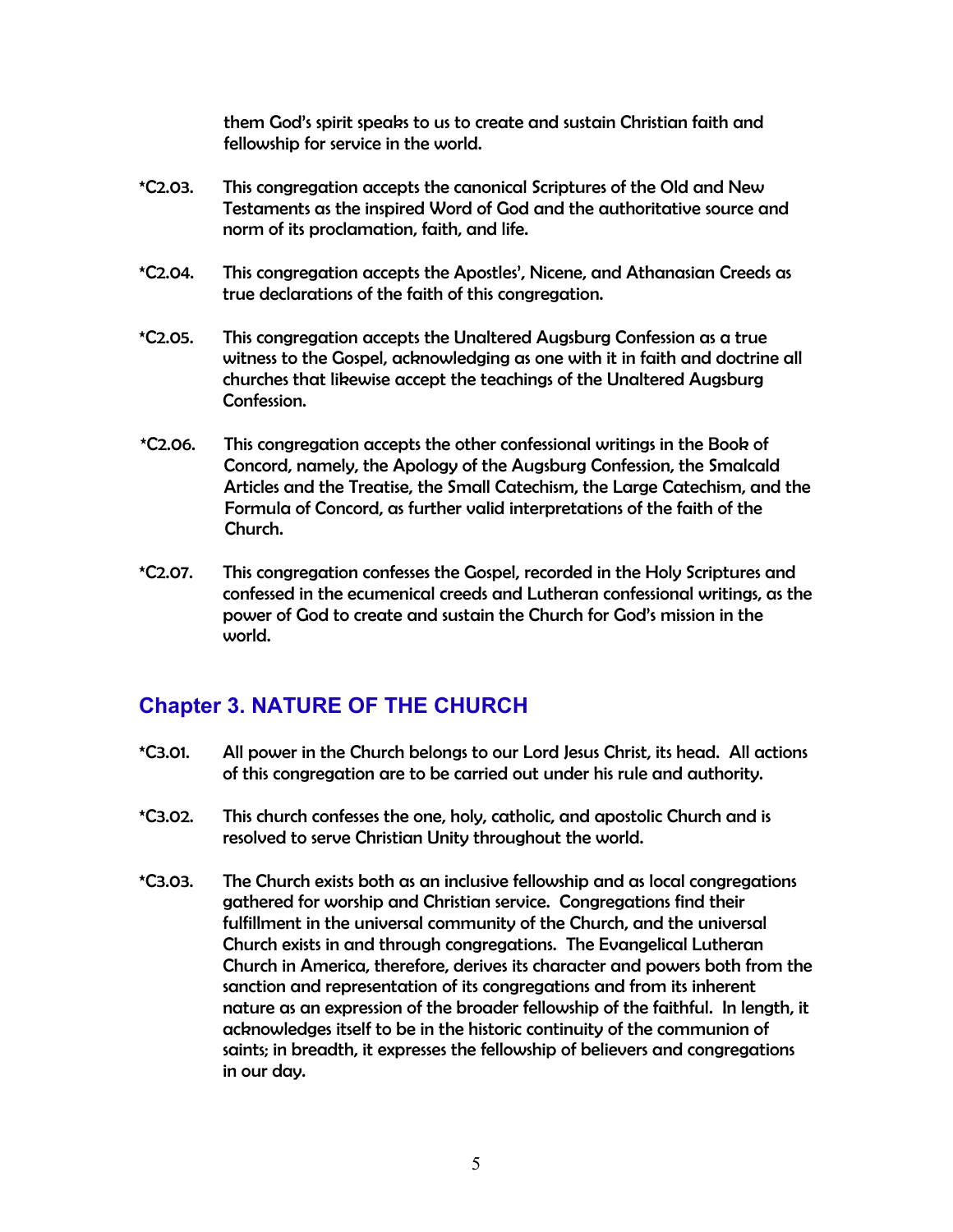them God's spirit speaks to us to create and sustain Christian faith and fellowship for service in the world.

*C2.03. This congregation accepts the canonical Scriptures of the Old and New Testaments as the inspired Word of God and the authoritative source and norm of its proclamation, faith, and life.

*C2.04. This congregation accepts the Apostles', Nicene, and Athanasian Creeds as true declarations of the faith of this congregation.

*C2.05. This congregation accepts the Unaltered Augsburg Confession as a true witness to the Gospel, acknowledging as one with it in faith and doctrine all churches that likewise accept the teachings of the Unaltered Augsburg Confession.

*C2.06. This congregation accepts the other confessional writings in the Book of Concord, namely, the Apology of the Augsburg Confession, the Smalcald Articles and the Treatise, the Small Catechism, the Large Catechism, and the Formula of Concord, as further valid interpretations of the faith of the Church.

*C2.07. This congregation confesses the Gospel, recorded in the Holy Scriptures and confessed in the ecumenical creeds and Lutheran confessional writings, as the power of God to create and sustain the Church for God's mission in the world.

## Chapter 3. NATURE OF THE CHURCH

*C3.01. All power in the Church belongs to our Lord Jesus Christ, its head. All actions of this congregation are to be carried out under his rule and authority.

*C3.02. This church confesses the one, holy, catholic, and apostolic Church and is resolved to serve Christian Unity throughout the world.

*C3.03. The Church exists both as an inclusive fellowship and as local congregations gathered for worship and Christian service. Congregations find their fulfillment in the universal community of the Church, and the universal Church exists in and through congregations. The Evangelical Lutheran Church in America, therefore, derives its character and powers both from the sanction and representation of its congregations and from its inherent nature as an expression of the broader fellowship of the faithful. In length, it acknowledges itself to be in the historic continuity of the communion of saints; in breadth, it expresses the fellowship of believers and congregations in our day.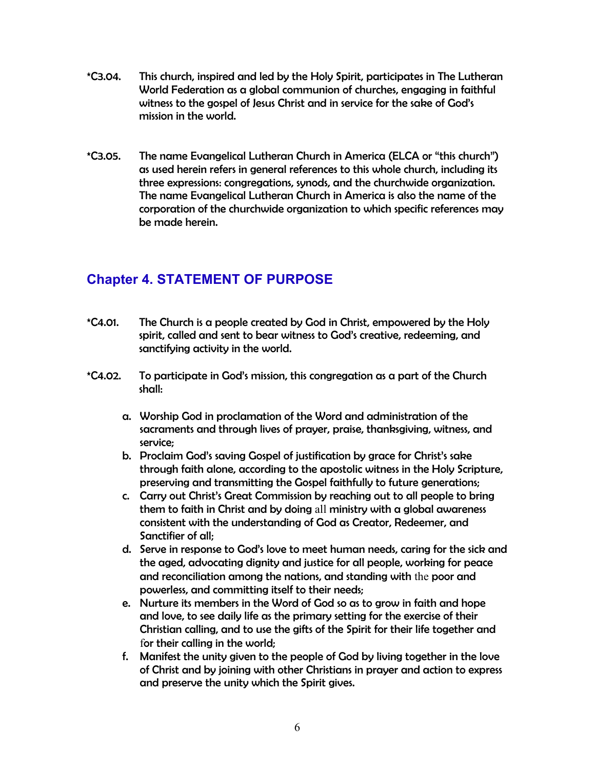*C3.04. This church, inspired and led by the Holy Spirit, participates in The Lutheran World Federation as a global communion of churches, engaging in faithful witness to the gospel of Jesus Christ and in service for the sake of God's mission in the world.

*C3.05. The name Evangelical Lutheran Church in America (ELCA or "this church") as used herein refers in general references to this whole church, including its three expressions: congregations, synods, and the churchwide organization. The name Evangelical Lutheran Church in America is also the name of the corporation of the churchwide organization to which specific references may be made herein.

## Chapter 4. STATEMENT OF PURPOSE

*C4.01. The Church is a people created by God in Christ, empowered by the Holy spirit, called and sent to bear witness to God's creative, redeeming, and sanctifying activity in the world.

*C4.02. To participate in God's mission, this congregation as a part of the Church shall:

a. Worship God in proclamation of the Word and administration of the sacraments and through lives of prayer, praise, thanksgiving, witness, and service;
b. Proclaim God's saving Gospel of justification by grace for Christ's sake through faith alone, according to the apostolic witness in the Holy Scripture, preserving and transmitting the Gospel faithfully to future generations;
c. Carry out Christ's Great Commission by reaching out to all people to bring them to faith in Christ and by doing all ministry with a global awareness consistent with the understanding of God as Creator, Redeemer, and Sanctifier of all;
d. Serve in response to God's love to meet human needs, caring for the sick and the aged, advocating dignity and justice for all people, working for peace and reconciliation among the nations, and standing with the poor and powerless, and committing itself to their needs;
e. Nurture its members in the Word of God so as to grow in faith and hope and love, to see daily life as the primary setting for the exercise of their Christian calling, and to use the gifts of the Spirit for their life together and for their calling in the world;
f. Manifest the unity given to the people of God by living together in the love of Christ and by joining with other Christians in prayer and action to express and preserve the unity which the Spirit gives.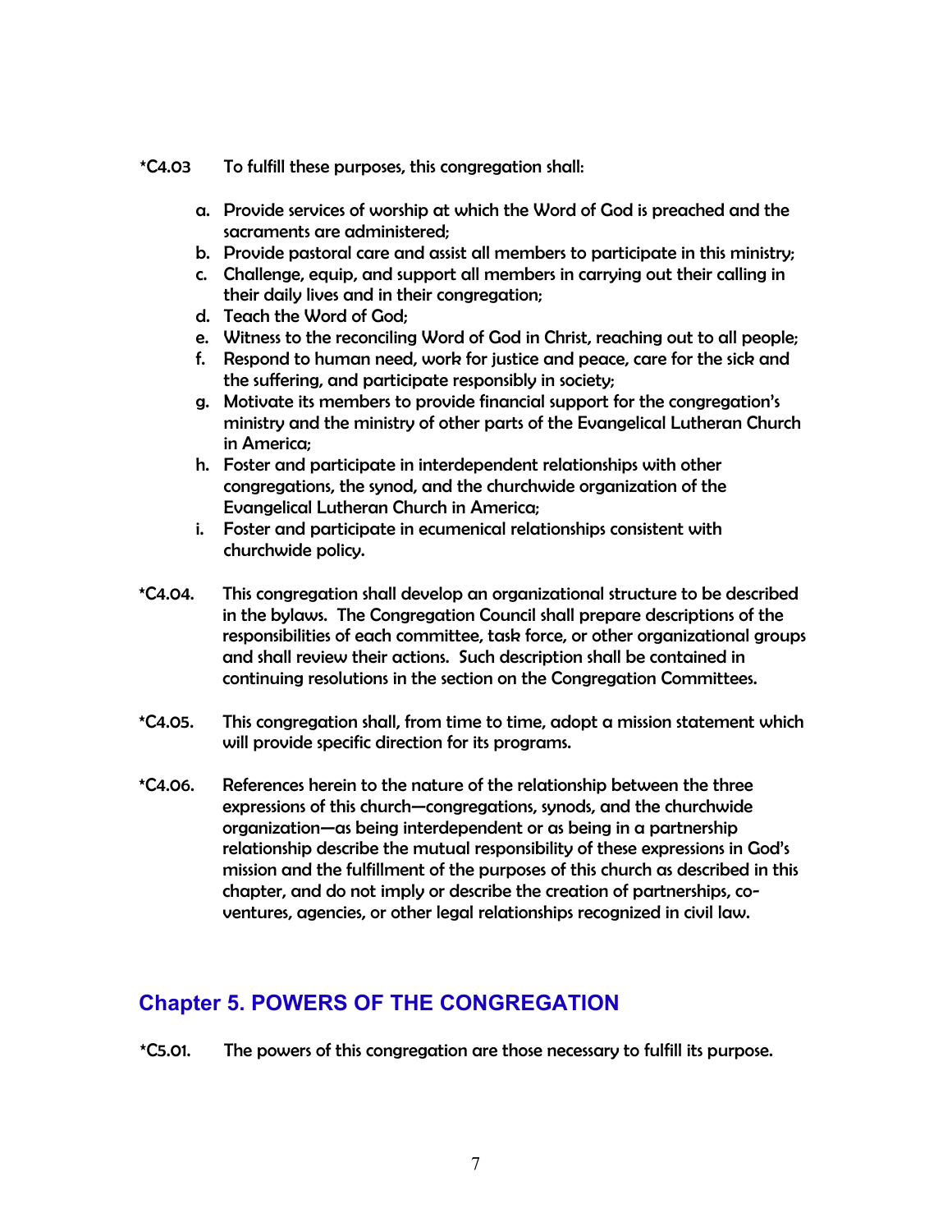*C4.03 To fulfill these purposes, this congregation shall:

a. Provide services of worship at which the Word of God is preached and the sacraments are administered;
b. Provide pastoral care and assist all members to participate in this ministry;
c. Challenge, equip, and support all members in carrying out their calling in their daily lives and in their congregation;
d. Teach the Word of God;
e. Witness to the reconciling Word of God in Christ, reaching out to all people;
f. Respond to human need, work for justice and peace, care for the sick and the suffering, and participate responsibly in society;
g. Motivate its members to provide financial support for the congregation's ministry and the ministry of other parts of the Evangelical Lutheran Church in America;
h. Foster and participate in interdependent relationships with other congregations, the synod, and the churchwide organization of the Evangelical Lutheran Church in America;
i. Foster and participate in ecumenical relationships consistent with churchwide policy.

*C4.04. This congregation shall develop an organizational structure to be described in the bylaws. The Congregation Council shall prepare descriptions of the responsibilities of each committee, task force, or other organizational groups and shall review their actions. Such description shall be contained in continuing resolutions in the section on the Congregation Committees.

*C4.05. This congregation shall, from time to time, adopt a mission statement which will provide specific direction for its programs.

*C4.06. References herein to the nature of the relationship between the three expressions of this church—congregations, synods, and the churchwide organization—as being interdependent or as being in a partnership relationship describe the mutual responsibility of these expressions in God's mission and the fulfillment of the purposes of this church as described in this chapter, and do not imply or describe the creation of partnerships, co-ventures, agencies, or other legal relationships recognized in civil law.

## Chapter 5. POWERS OF THE CONGREGATION

*C5.01. The powers of this congregation are those necessary to fulfill its purpose.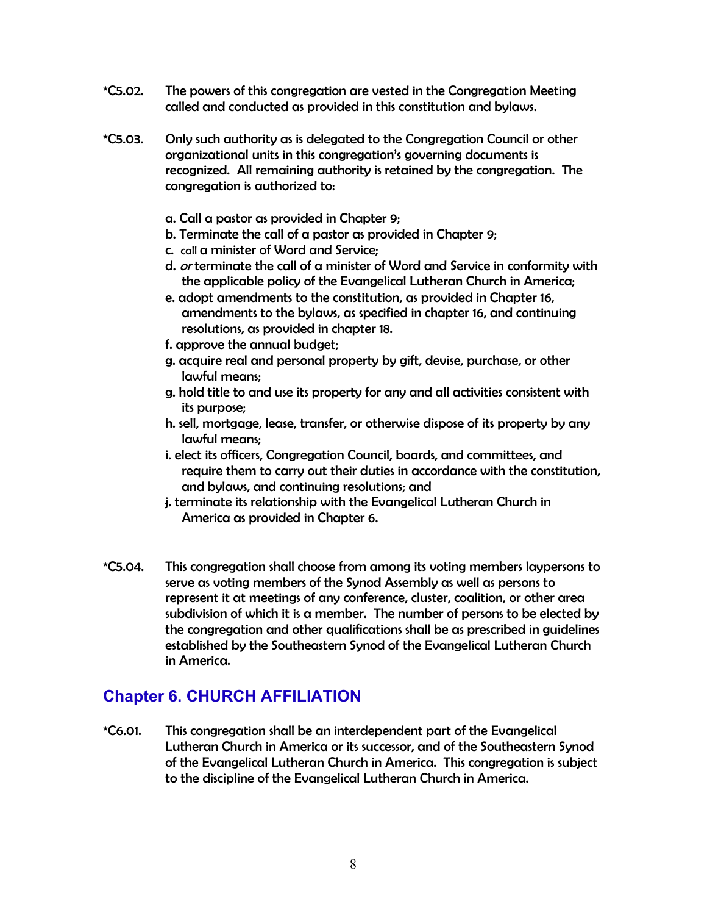*C5.02. The powers of this congregation are vested in the Congregation Meeting called and conducted as provided in this constitution and bylaws.

*C5.03. Only such authority as is delegated to the Congregation Council or other organizational units in this congregation's governing documents is recognized. All remaining authority is retained by the congregation. The congregation is authorized to:

a. Call a pastor as provided in Chapter 9;
b. Terminate the call of a pastor as provided in Chapter 9;
c. call a minister of Word and Service;
d. *or* terminate the call of a minister of Word and Service in conformity with the applicable policy of the Evangelical Lutheran Church in America;
e. adopt amendments to the constitution, as provided in Chapter 16, amendments to the bylaws, as specified in chapter 16, and continuing resolutions, as provided in chapter 18.
f. approve the annual budget;
g. acquire real and personal property by gift, devise, purchase, or other lawful means;
g. hold title to and use its property for any and all activities consistent with its purpose;
h. sell, mortgage, lease, transfer, or otherwise dispose of its property by any lawful means;
i. elect its officers, Congregation Council, boards, and committees, and require them to carry out their duties in accordance with the constitution, and bylaws, and continuing resolutions; and
j. terminate its relationship with the Evangelical Lutheran Church in America as provided in Chapter 6.

*C5.04. This congregation shall choose from among its voting members laypersons to serve as voting members of the Synod Assembly as well as persons to represent it at meetings of any conference, cluster, coalition, or other area subdivision of which it is a member. The number of persons to be elected by the congregation and other qualifications shall be as prescribed in guidelines established by the Southeastern Synod of the Evangelical Lutheran Church in America.

## Chapter 6. CHURCH AFFILIATION

*C6.01. This congregation shall be an interdependent part of the Evangelical Lutheran Church in America or its successor, and of the Southeastern Synod of the Evangelical Lutheran Church in America. This congregation is subject to the discipline of the Evangelical Lutheran Church in America.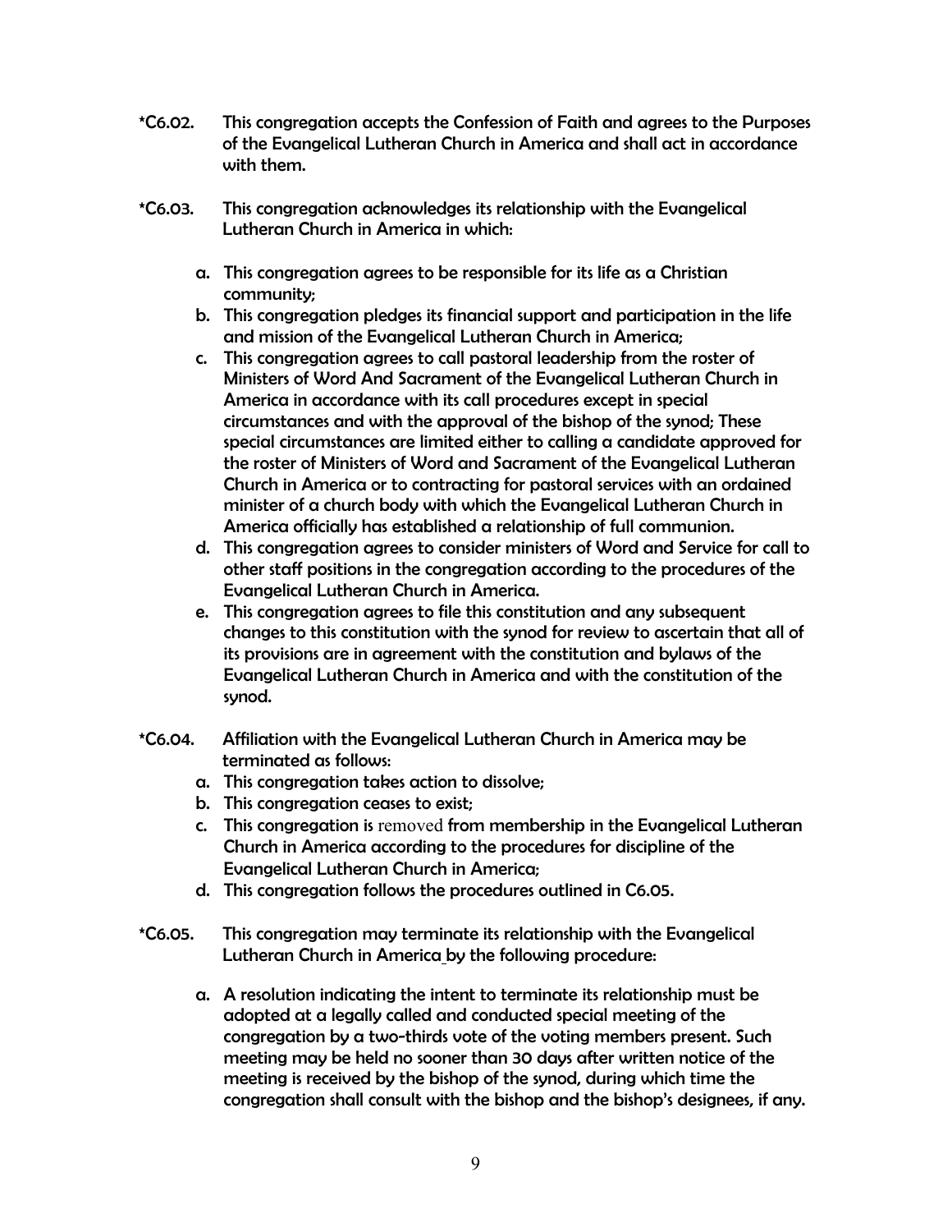*C6.02. This congregation accepts the Confession of Faith and agrees to the Purposes of the Evangelical Lutheran Church in America and shall act in accordance with them.

*C6.03. This congregation acknowledges its relationship with the Evangelical Lutheran Church in America in which:

a. This congregation agrees to be responsible for its life as a Christian community;
b. This congregation pledges its financial support and participation in the life and mission of the Evangelical Lutheran Church in America;
c. This congregation agrees to call pastoral leadership from the roster of Ministers of Word And Sacrament of the Evangelical Lutheran Church in America in accordance with its call procedures except in special circumstances and with the approval of the bishop of the synod; These special circumstances are limited either to calling a candidate approved for the roster of Ministers of Word and Sacrament of the Evangelical Lutheran Church in America or to contracting for pastoral services with an ordained minister of a church body with which the Evangelical Lutheran Church in America officially has established a relationship of full communion.
d. This congregation agrees to consider ministers of Word and Service for call to other staff positions in the congregation according to the procedures of the Evangelical Lutheran Church in America.
e. This congregation agrees to file this constitution and any subsequent changes to this constitution with the synod for review to ascertain that all of its provisions are in agreement with the constitution and bylaws of the Evangelical Lutheran Church in America and with the constitution of the synod.

*C6.04. Affiliation with the Evangelical Lutheran Church in America may be terminated as follows:

a. This congregation takes action to dissolve;
b. This congregation ceases to exist;
c. This congregation is removed from membership in the Evangelical Lutheran Church in America according to the procedures for discipline of the Evangelical Lutheran Church in America;
d. This congregation follows the procedures outlined in C6.05.

*C6.05. This congregation may terminate its relationship with the Evangelical Lutheran Church in America by the following procedure:

a. A resolution indicating the intent to terminate its relationship must be adopted at a legally called and conducted special meeting of the congregation by a two-thirds vote of the voting members present. Such meeting may be held no sooner than 30 days after written notice of the meeting is received by the bishop of the synod, during which time the congregation shall consult with the bishop and the bishop's designees, if any.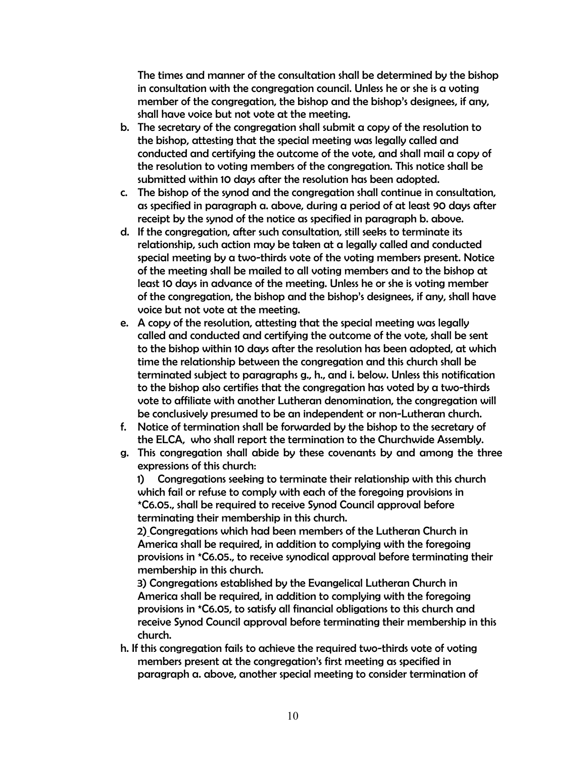The times and manner of the consultation shall be determined by the bishop in consultation with the congregation council. Unless he or she is a voting member of the congregation, the bishop and the bishop's designees, if any, shall have voice but not vote at the meeting.

b. The secretary of the congregation shall submit a copy of the resolution to the bishop, attesting that the special meeting was legally called and conducted and certifying the outcome of the vote, and shall mail a copy of the resolution to voting members of the congregation. This notice shall be submitted within 10 days after the resolution has been adopted.
c. The bishop of the synod and the congregation shall continue in consultation, as specified in paragraph a. above, during a period of at least 90 days after receipt by the synod of the notice as specified in paragraph b. above.
d. If the congregation, after such consultation, still seeks to terminate its relationship, such action may be taken at a legally called and conducted special meeting by a two-thirds vote of the voting members present. Notice of the meeting shall be mailed to all voting members and to the bishop at least 10 days in advance of the meeting. Unless he or she is voting member of the congregation, the bishop and the bishop's designees, if any, shall have voice but not vote at the meeting.
e. A copy of the resolution, attesting that the special meeting was legally called and conducted and certifying the outcome of the vote, shall be sent to the bishop within 10 days after the resolution has been adopted, at which time the relationship between the congregation and this church shall be terminated subject to paragraphs g., h., and i. below. Unless this notification to the bishop also certifies that the congregation has voted by a two-thirds vote to affiliate with another Lutheran denomination, the congregation will be conclusively presumed to be an independent or non-Lutheran church.
f. Notice of termination shall be forwarded by the bishop to the secretary of the ELCA, who shall report the termination to the Churchwide Assembly.
g. This congregation shall abide by these covenants by and among the three expressions of this church:

   1) Congregations seeking to terminate their relationship with this church which fail or refuse to comply with each of the foregoing provisions in *C6.05., shall be required to receive Synod Council approval before terminating their membership in this church.

   2) Congregations which had been members of the Lutheran Church in America shall be required, in addition to complying with the foregoing provisions in *C6.05., to receive synodical approval before terminating their membership in this church.

   3) Congregations established by the Evangelical Lutheran Church in America shall be required, in addition to complying with the foregoing provisions in *C6.05, to satisfy all financial obligations to this church and receive Synod Council approval before terminating their membership in this church.
h. If this congregation fails to achieve the required two-thirds vote of voting members present at the congregation's first meeting as specified in paragraph a. above, another special meeting to consider termination of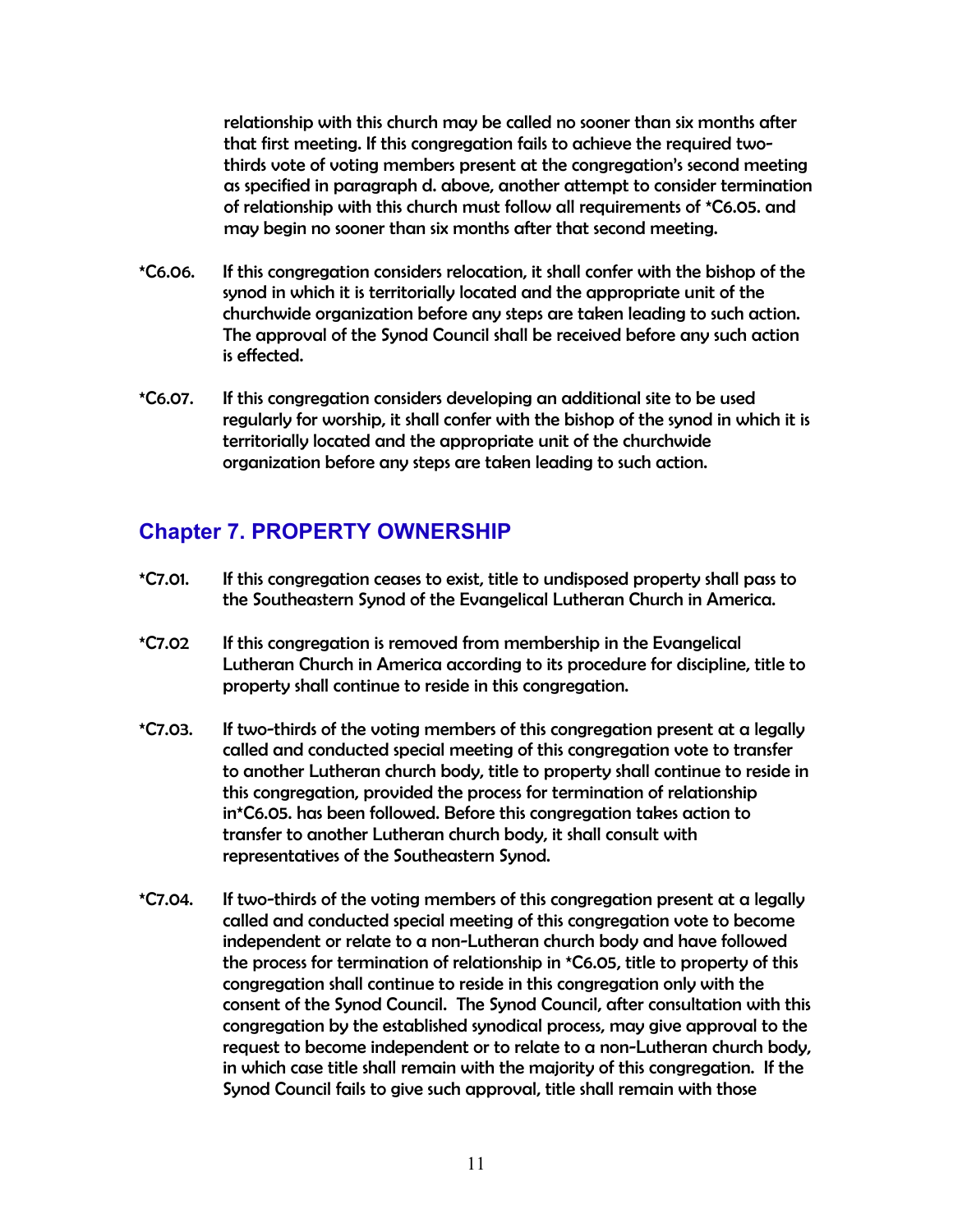relationship with this church may be called no sooner than six months after that first meeting. If this congregation fails to achieve the required two-thirds vote of voting members present at the congregation's second meeting as specified in paragraph d. above, another attempt to consider termination of relationship with this church must follow all requirements of *C6.05. and may begin no sooner than six months after that second meeting.

*C6.06. If this congregation considers relocation, it shall confer with the bishop of the synod in which it is territorially located and the appropriate unit of the churchwide organization before any steps are taken leading to such action. The approval of the Synod Council shall be received before any such action is effected.

*C6.07. If this congregation considers developing an additional site to be used regularly for worship, it shall confer with the bishop of the synod in which it is territorially located and the appropriate unit of the churchwide organization before any steps are taken leading to such action.

## Chapter 7. PROPERTY OWNERSHIP

*C7.01. If this congregation ceases to exist, title to undisposed property shall pass to the Southeastern Synod of the Evangelical Lutheran Church in America.

*C7.02 If this congregation is removed from membership in the Evangelical Lutheran Church in America according to its procedure for discipline, title to property shall continue to reside in this congregation.

*C7.03. If two-thirds of the voting members of this congregation present at a legally called and conducted special meeting of this congregation vote to transfer to another Lutheran church body, title to property shall continue to reside in this congregation, provided the process for termination of relationship in*C6.05. has been followed. Before this congregation takes action to transfer to another Lutheran church body, it shall consult with representatives of the Southeastern Synod.

*C7.04. If two-thirds of the voting members of this congregation present at a legally called and conducted special meeting of this congregation vote to become independent or relate to a non-Lutheran church body and have followed the process for termination of relationship in *C6.05, title to property of this congregation shall continue to reside in this congregation only with the consent of the Synod Council. The Synod Council, after consultation with this congregation by the established synodical process, may give approval to the request to become independent or to relate to a non-Lutheran church body, in which case title shall remain with the majority of this congregation. If the Synod Council fails to give such approval, title shall remain with those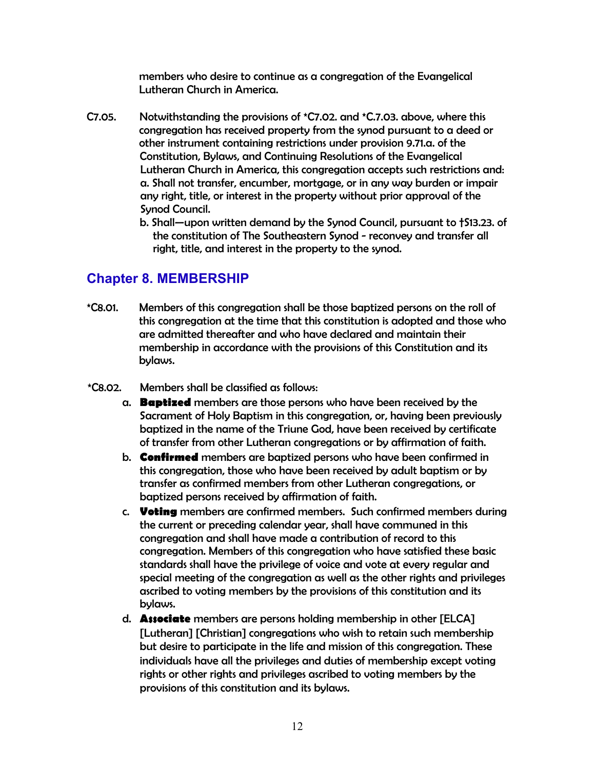members who desire to continue as a congregation of the Evangelical Lutheran Church in America.

C7.05. Notwithstanding the provisions of *C7.02. and *C.7.03. above, where this congregation has received property from the synod pursuant to a deed or other instrument containing restrictions under provision 9.71.a. of the Constitution, Bylaws, and Continuing Resolutions of the Evangelical Lutheran Church in America, this congregation accepts such restrictions and:

a. Shall not transfer, encumber, mortgage, or in any way burden or impair any right, title, or interest in the property without prior approval of the Synod Council.

b. Shall—upon written demand by the Synod Council, pursuant to †S13.23. of the constitution of The Southeastern Synod - reconvey and transfer all right, title, and interest in the property to the synod.

## Chapter 8. MEMBERSHIP

*C8.01. Members of this congregation shall be those baptized persons on the roll of this congregation at the time that this constitution is adopted and those who are admitted thereafter and who have declared and maintain their membership in accordance with the provisions of this Constitution and its bylaws.

*C8.02. Members shall be classified as follows:

a. **Baptized** members are those persons who have been received by the Sacrament of Holy Baptism in this congregation, or, having been previously baptized in the name of the Triune God, have been received by certificate of transfer from other Lutheran congregations or by affirmation of faith.

b. **Confirmed** members are baptized persons who have been confirmed in this congregation, those who have been received by adult baptism or by transfer as confirmed members from other Lutheran congregations, or baptized persons received by affirmation of faith.

c. **Voting** members are confirmed members. Such confirmed members during the current or preceding calendar year, shall have communed in this congregation and shall have made a contribution of record to this congregation. Members of this congregation who have satisfied these basic standards shall have the privilege of voice and vote at every regular and special meeting of the congregation as well as the other rights and privileges ascribed to voting members by the provisions of this constitution and its bylaws.

d. **Associate** members are persons holding membership in other [ELCA] [Lutheran] [Christian] congregations who wish to retain such membership but desire to participate in the life and mission of this congregation. These individuals have all the privileges and duties of membership except voting rights or other rights and privileges ascribed to voting members by the provisions of this constitution and its bylaws.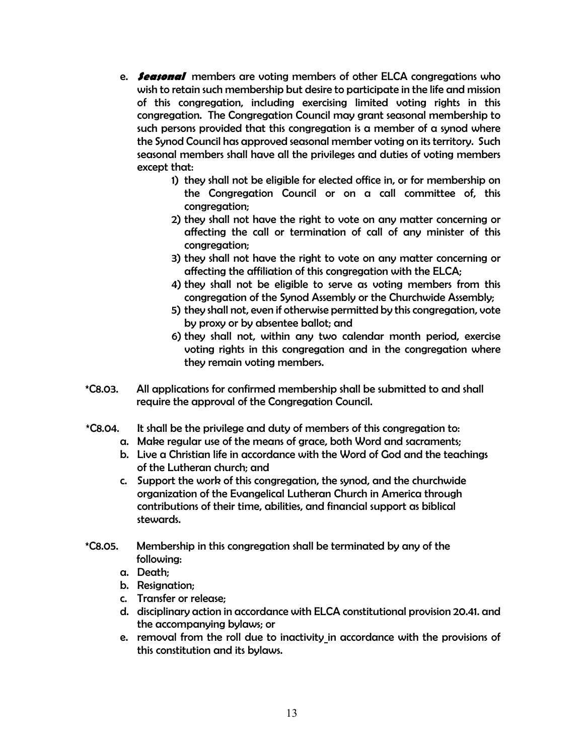e. ***Seasonal*** members are voting members of other ELCA congregations who wish to retain such membership but desire to participate in the life and mission of this congregation, including exercising limited voting rights in this congregation. The Congregation Council may grant seasonal membership to such persons provided that this congregation is a member of a synod where the Synod Council has approved seasonal member voting on its territory. Such seasonal members shall have all the privileges and duties of voting members except that:

   1) they shall not be eligible for elected office in, or for membership on the Congregation Council or on a call committee of, this congregation;
   2) they shall not have the right to vote on any matter concerning or affecting the call or termination of call of any minister of this congregation;
   3) they shall not have the right to vote on any matter concerning or affecting the affiliation of this congregation with the ELCA;
   4) they shall not be eligible to serve as voting members from this congregation of the Synod Assembly or the Churchwide Assembly;
   5) they shall not, even if otherwise permitted by this congregation, vote by proxy or by absentee ballot; and
   6) they shall not, within any two calendar month period, exercise voting rights in this congregation and in the congregation where they remain voting members.

*C8.03. All applications for confirmed membership shall be submitted to and shall require the approval of the Congregation Council.

*C8.04. It shall be the privilege and duty of members of this congregation to:

a. Make regular use of the means of grace, both Word and sacraments;
b. Live a Christian life in accordance with the Word of God and the teachings of the Lutheran church; and
c. Support the work of this congregation, the synod, and the churchwide organization of the Evangelical Lutheran Church in America through contributions of their time, abilities, and financial support as biblical stewards.

*C8.05. Membership in this congregation shall be terminated by any of the following:

a. Death;
b. Resignation;
c. Transfer or release;
d. disciplinary action in accordance with ELCA constitutional provision 20.41. and the accompanying bylaws; or
e. removal from the roll due to inactivity in accordance with the provisions of this constitution and its bylaws.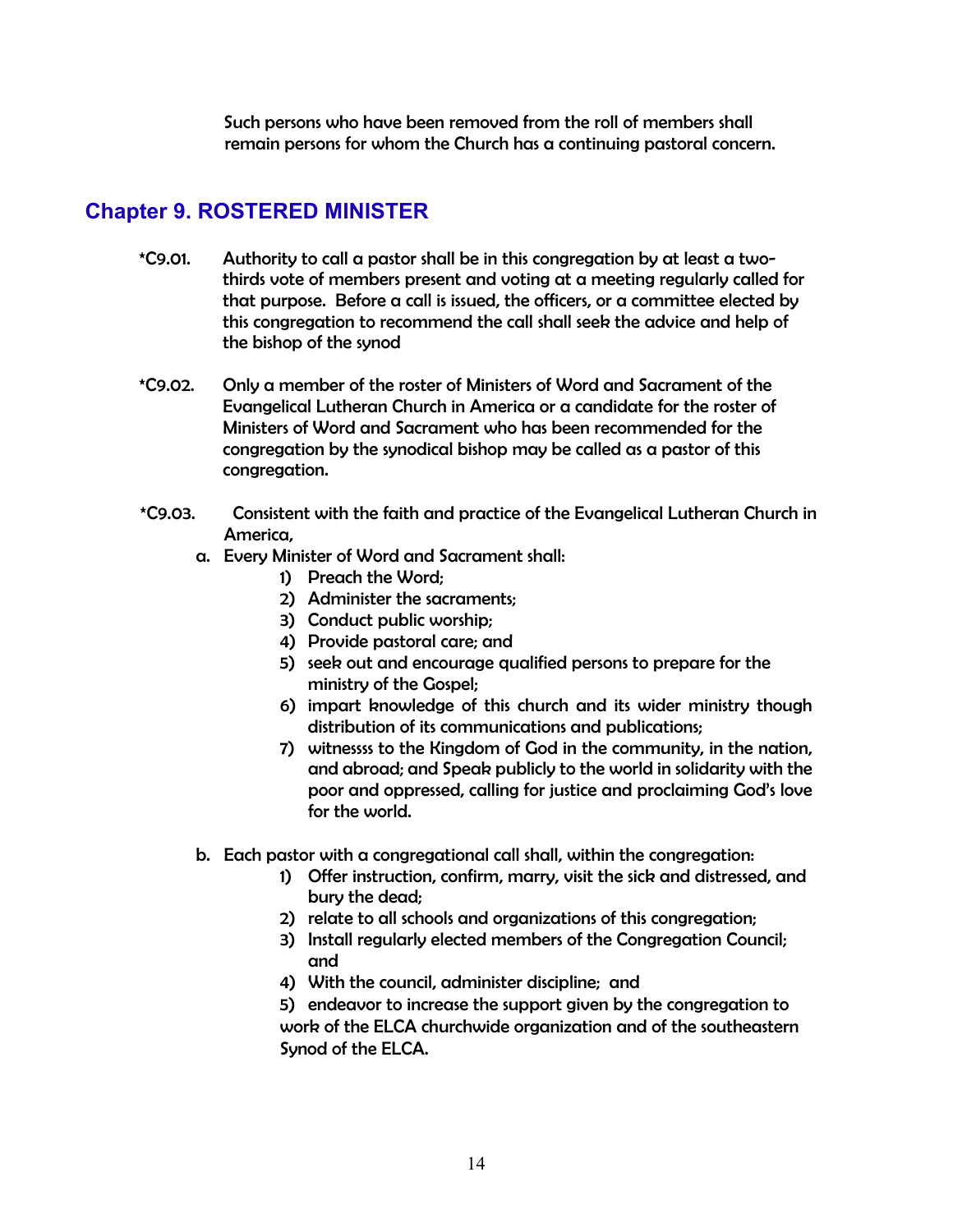Such persons who have been removed from the roll of members shall remain persons for whom the Church has a continuing pastoral concern.

## Chapter 9. ROSTERED MINISTER

*C9.01. Authority to call a pastor shall be in this congregation by at least a two-thirds vote of members present and voting at a meeting regularly called for that purpose. Before a call is issued, the officers, or a committee elected by this congregation to recommend the call shall seek the advice and help of the bishop of the synod

*C9.02. Only a member of the roster of Ministers of Word and Sacrament of the Evangelical Lutheran Church in America or a candidate for the roster of Ministers of Word and Sacrament who has been recommended for the congregation by the synodical bishop may be called as a pastor of this congregation.

*C9.03. Consistent with the faith and practice of the Evangelical Lutheran Church in America,

a. Every Minister of Word and Sacrament shall:

1) Preach the Word;
2) Administer the sacraments;
3) Conduct public worship;
4) Provide pastoral care; and
5) seek out and encourage qualified persons to prepare for the ministry of the Gospel;
6) impart knowledge of this church and its wider ministry though distribution of its communications and publications;
7) witnessss to the Kingdom of God in the community, in the nation, and abroad; and Speak publicly to the world in solidarity with the poor and oppressed, calling for justice and proclaiming God's love for the world.

b. Each pastor with a congregational call shall, within the congregation:

1) Offer instruction, confirm, marry, visit the sick and distressed, and bury the dead;
2) relate to all schools and organizations of this congregation;
3) Install regularly elected members of the Congregation Council; and
4) With the council, administer discipline; and
5) endeavor to increase the support given by the congregation to work of the ELCA churchwide organization and of the southeastern Synod of the ELCA.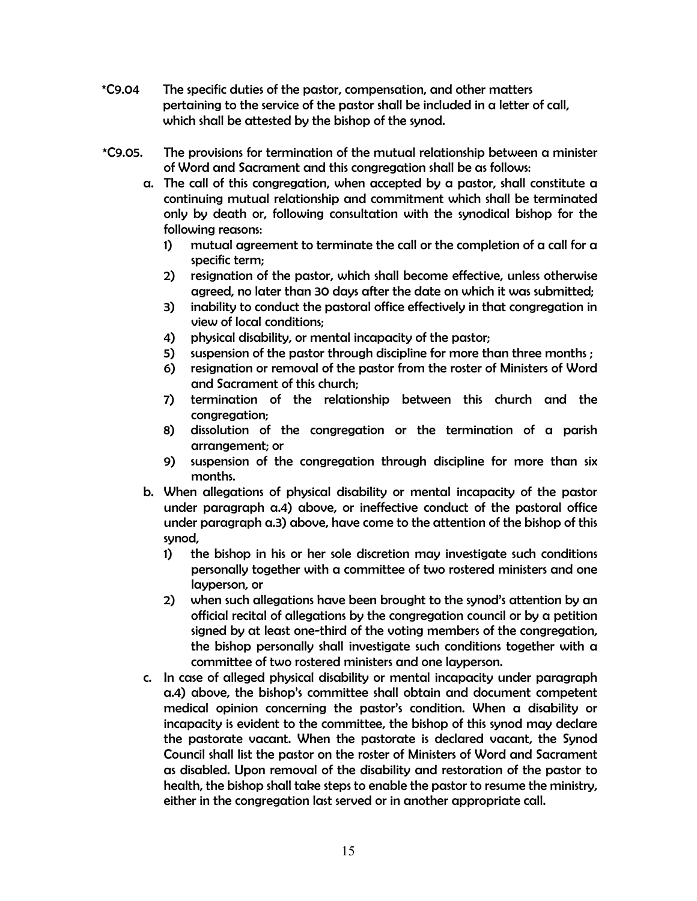*C9.04 The specific duties of the pastor, compensation, and other matters pertaining to the service of the pastor shall be included in a letter of call, which shall be attested by the bishop of the synod.

*C9.05. The provisions for termination of the mutual relationship between a minister of Word and Sacrament and this congregation shall be as follows:

a. The call of this congregation, when accepted by a pastor, shall constitute a continuing mutual relationship and commitment which shall be terminated only by death or, following consultation with the synodical bishop for the following reasons:
   1) mutual agreement to terminate the call or the completion of a call for a specific term;
   2) resignation of the pastor, which shall become effective, unless otherwise agreed, no later than 30 days after the date on which it was submitted;
   3) inability to conduct the pastoral office effectively in that congregation in view of local conditions;
   4) physical disability, or mental incapacity of the pastor;
   5) suspension of the pastor through discipline for more than three months ;
   6) resignation or removal of the pastor from the roster of Ministers of Word and Sacrament of this church;
   7) termination of the relationship between this church and the congregation;
   8) dissolution of the congregation or the termination of a parish arrangement; or
   9) suspension of the congregation through discipline for more than six months.

b. When allegations of physical disability or mental incapacity of the pastor under paragraph a.4) above, or ineffective conduct of the pastoral office under paragraph a.3) above, have come to the attention of the bishop of this synod,
   1) the bishop in his or her sole discretion may investigate such conditions personally together with a committee of two rostered ministers and one layperson, or
   2) when such allegations have been brought to the synod's attention by an official recital of allegations by the congregation council or by a petition signed by at least one-third of the voting members of the congregation, the bishop personally shall investigate such conditions together with a committee of two rostered ministers and one layperson.

c. In case of alleged physical disability or mental incapacity under paragraph a.4) above, the bishop's committee shall obtain and document competent medical opinion concerning the pastor's condition. When a disability or incapacity is evident to the committee, the bishop of this synod may declare the pastorate vacant. When the pastorate is declared vacant, the Synod Council shall list the pastor on the roster of Ministers of Word and Sacrament as disabled. Upon removal of the disability and restoration of the pastor to health, the bishop shall take steps to enable the pastor to resume the ministry, either in the congregation last served or in another appropriate call.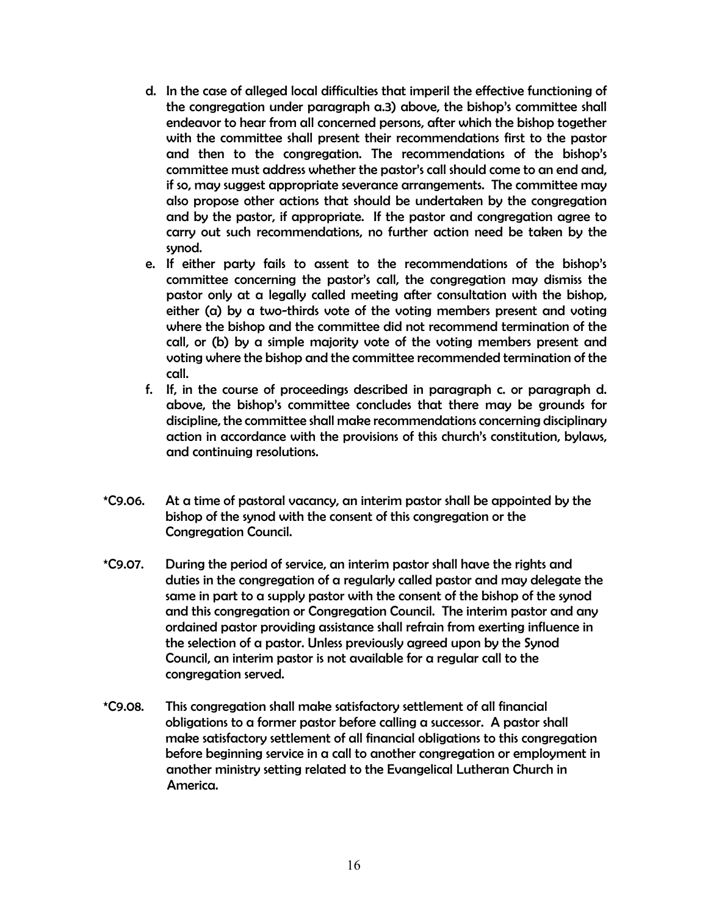d. In the case of alleged local difficulties that imperil the effective functioning of the congregation under paragraph a.3) above, the bishop's committee shall endeavor to hear from all concerned persons, after which the bishop together with the committee shall present their recommendations first to the pastor and then to the congregation. The recommendations of the bishop's committee must address whether the pastor's call should come to an end and, if so, may suggest appropriate severance arrangements. The committee may also propose other actions that should be undertaken by the congregation and by the pastor, if appropriate. If the pastor and congregation agree to carry out such recommendations, no further action need be taken by the synod.

e. If either party fails to assent to the recommendations of the bishop's committee concerning the pastor's call, the congregation may dismiss the pastor only at a legally called meeting after consultation with the bishop, either (a) by a two-thirds vote of the voting members present and voting where the bishop and the committee did not recommend termination of the call, or (b) by a simple majority vote of the voting members present and voting where the bishop and the committee recommended termination of the call.

f. If, in the course of proceedings described in paragraph c. or paragraph d. above, the bishop's committee concludes that there may be grounds for discipline, the committee shall make recommendations concerning disciplinary action in accordance with the provisions of this church's constitution, bylaws, and continuing resolutions.

*C9.06. At a time of pastoral vacancy, an interim pastor shall be appointed by the bishop of the synod with the consent of this congregation or the Congregation Council.

*C9.07. During the period of service, an interim pastor shall have the rights and duties in the congregation of a regularly called pastor and may delegate the same in part to a supply pastor with the consent of the bishop of the synod and this congregation or Congregation Council. The interim pastor and any ordained pastor providing assistance shall refrain from exerting influence in the selection of a pastor. Unless previously agreed upon by the Synod Council, an interim pastor is not available for a regular call to the congregation served.

*C9.08. This congregation shall make satisfactory settlement of all financial obligations to a former pastor before calling a successor. A pastor shall make satisfactory settlement of all financial obligations to this congregation before beginning service in a call to another congregation or employment in another ministry setting related to the Evangelical Lutheran Church in America.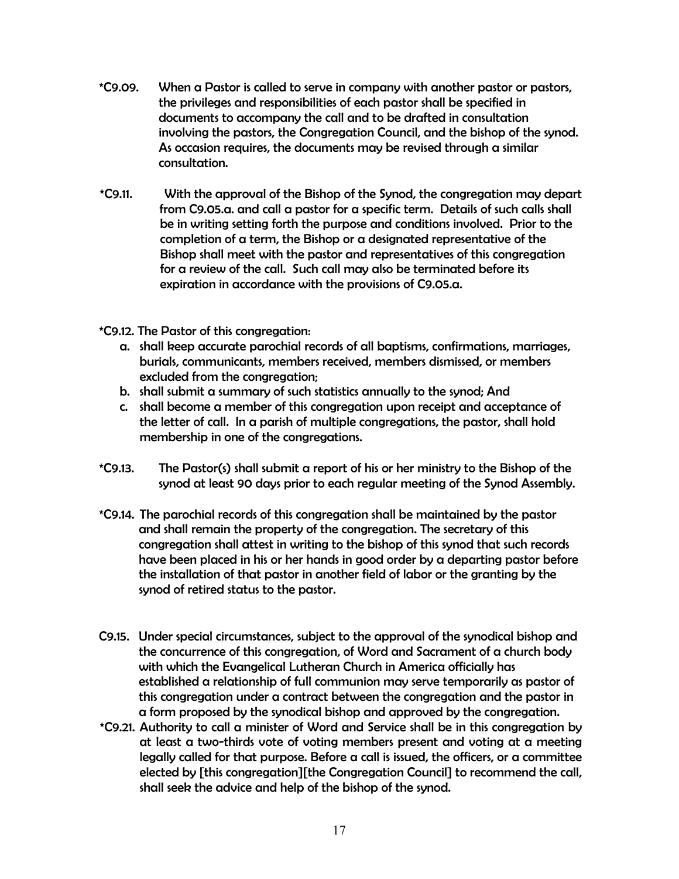*C9.09. When a Pastor is called to serve in company with another pastor or pastors, the privileges and responsibilities of each pastor shall be specified in documents to accompany the call and to be drafted in consultation involving the pastors, the Congregation Council, and the bishop of the synod. As occasion requires, the documents may be revised through a similar consultation.

*C9.11. With the approval of the Bishop of the Synod, the congregation may depart from C9.05.a. and call a pastor for a specific term. Details of such calls shall be in writing setting forth the purpose and conditions involved. Prior to the completion of a term, the Bishop or a designated representative of the Bishop shall meet with the pastor and representatives of this congregation for a review of the call. Such call may also be terminated before its expiration in accordance with the provisions of C9.05.a.

*C9.12. The Pastor of this congregation:

a. shall keep accurate parochial records of all baptisms, confirmations, marriages, burials, communicants, members received, members dismissed, or members excluded from the congregation;
b. shall submit a summary of such statistics annually to the synod; And
c. shall become a member of this congregation upon receipt and acceptance of the letter of call. In a parish of multiple congregations, the pastor, shall hold membership in one of the congregations.

*C9.13. The Pastor(s) shall submit a report of his or her ministry to the Bishop of the synod at least 90 days prior to each regular meeting of the Synod Assembly.

*C9.14. The parochial records of this congregation shall be maintained by the pastor and shall remain the property of the congregation. The secretary of this congregation shall attest in writing to the bishop of this synod that such records have been placed in his or her hands in good order by a departing pastor before the installation of that pastor in another field of labor or the granting by the synod of retired status to the pastor.

C9.15. Under special circumstances, subject to the approval of the synodical bishop and the concurrence of this congregation, of Word and Sacrament of a church body with which the Evangelical Lutheran Church in America officially has established a relationship of full communion may serve temporarily as pastor of this congregation under a contract between the congregation and the pastor in a form proposed by the synodical bishop and approved by the congregation.

*C9.21. Authority to call a minister of Word and Service shall be in this congregation by at least a two-thirds vote of voting members present and voting at a meeting legally called for that purpose. Before a call is issued, the officers, or a committee elected by [this congregation][the Congregation Council] to recommend the call, shall seek the advice and help of the bishop of the synod.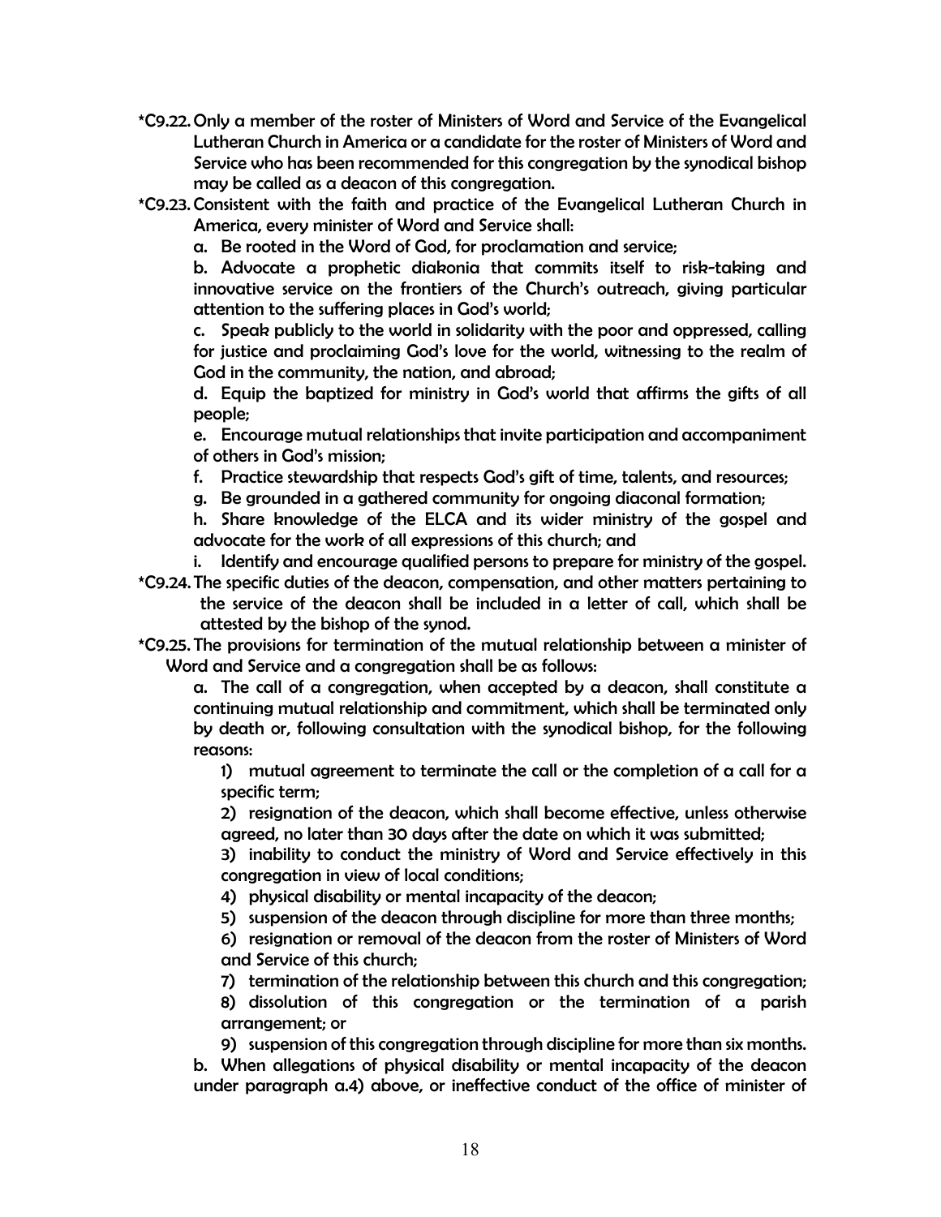*C9.22. Only a member of the roster of Ministers of Word and Service of the Evangelical Lutheran Church in America or a candidate for the roster of Ministers of Word and Service who has been recommended for this congregation by the synodical bishop may be called as a deacon of this congregation.

*C9.23. Consistent with the faith and practice of the Evangelical Lutheran Church in America, every minister of Word and Service shall:

a. Be rooted in the Word of God, for proclamation and service;

b. Advocate a prophetic diakonia that commits itself to risk-taking and innovative service on the frontiers of the Church's outreach, giving particular attention to the suffering places in God's world;

c. Speak publicly to the world in solidarity with the poor and oppressed, calling for justice and proclaiming God's love for the world, witnessing to the realm of God in the community, the nation, and abroad;

d. Equip the baptized for ministry in God's world that affirms the gifts of all people;

e. Encourage mutual relationships that invite participation and accompaniment of others in God's mission;

f. Practice stewardship that respects God's gift of time, talents, and resources;

g. Be grounded in a gathered community for ongoing diaconal formation;

h. Share knowledge of the ELCA and its wider ministry of the gospel and advocate for the work of all expressions of this church; and

i. Identify and encourage qualified persons to prepare for ministry of the gospel.

*C9.24. The specific duties of the deacon, compensation, and other matters pertaining to the service of the deacon shall be included in a letter of call, which shall be attested by the bishop of the synod.

*C9.25. The provisions for termination of the mutual relationship between a minister of Word and Service and a congregation shall be as follows:

a. The call of a congregation, when accepted by a deacon, shall constitute a continuing mutual relationship and commitment, which shall be terminated only by death or, following consultation with the synodical bishop, for the following reasons:

1) mutual agreement to terminate the call or the completion of a call for a specific term;

2) resignation of the deacon, which shall become effective, unless otherwise agreed, no later than 30 days after the date on which it was submitted;

3) inability to conduct the ministry of Word and Service effectively in this congregation in view of local conditions;

4) physical disability or mental incapacity of the deacon;

5) suspension of the deacon through discipline for more than three months;

6) resignation or removal of the deacon from the roster of Ministers of Word and Service of this church;

7) termination of the relationship between this church and this congregation;

8) dissolution of this congregation or the termination of a parish arrangement; or

9) suspension of this congregation through discipline for more than six months.

b. When allegations of physical disability or mental incapacity of the deacon under paragraph a.4) above, or ineffective conduct of the office of minister of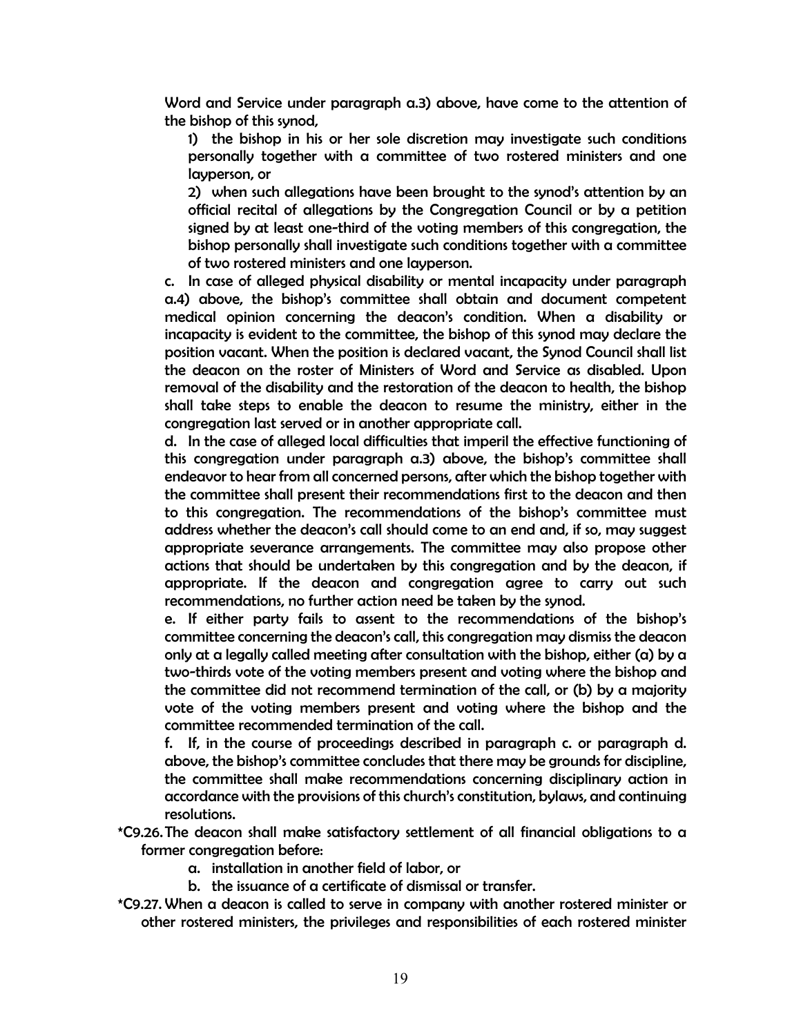Word and Service under paragraph a.3) above, have come to the attention of the bishop of this synod,

1) the bishop in his or her sole discretion may investigate such conditions personally together with a committee of two rostered ministers and one layperson, or

2) when such allegations have been brought to the synod's attention by an official recital of allegations by the Congregation Council or by a petition signed by at least one-third of the voting members of this congregation, the bishop personally shall investigate such conditions together with a committee of two rostered ministers and one layperson.

c. In case of alleged physical disability or mental incapacity under paragraph a.4) above, the bishop's committee shall obtain and document competent medical opinion concerning the deacon's condition. When a disability or incapacity is evident to the committee, the bishop of this synod may declare the position vacant. When the position is declared vacant, the Synod Council shall list the deacon on the roster of Ministers of Word and Service as disabled. Upon removal of the disability and the restoration of the deacon to health, the bishop shall take steps to enable the deacon to resume the ministry, either in the congregation last served or in another appropriate call.

d. In the case of alleged local difficulties that imperil the effective functioning of this congregation under paragraph a.3) above, the bishop's committee shall endeavor to hear from all concerned persons, after which the bishop together with the committee shall present their recommendations first to the deacon and then to this congregation. The recommendations of the bishop's committee must address whether the deacon's call should come to an end and, if so, may suggest appropriate severance arrangements. The committee may also propose other actions that should be undertaken by this congregation and by the deacon, if appropriate. If the deacon and congregation agree to carry out such recommendations, no further action need be taken by the synod.

e. If either party fails to assent to the recommendations of the bishop's committee concerning the deacon's call, this congregation may dismiss the deacon only at a legally called meeting after consultation with the bishop, either (a) by a two-thirds vote of the voting members present and voting where the bishop and the committee did not recommend termination of the call, or (b) by a majority vote of the voting members present and voting where the bishop and the committee recommended termination of the call.

f. If, in the course of proceedings described in paragraph c. or paragraph d. above, the bishop's committee concludes that there may be grounds for discipline, the committee shall make recommendations concerning disciplinary action in accordance with the provisions of this church's constitution, bylaws, and continuing resolutions.

*C9.26. The deacon shall make satisfactory settlement of all financial obligations to a former congregation before:

a. installation in another field of labor, or

b. the issuance of a certificate of dismissal or transfer.

*C9.27. When a deacon is called to serve in company with another rostered minister or other rostered ministers, the privileges and responsibilities of each rostered minister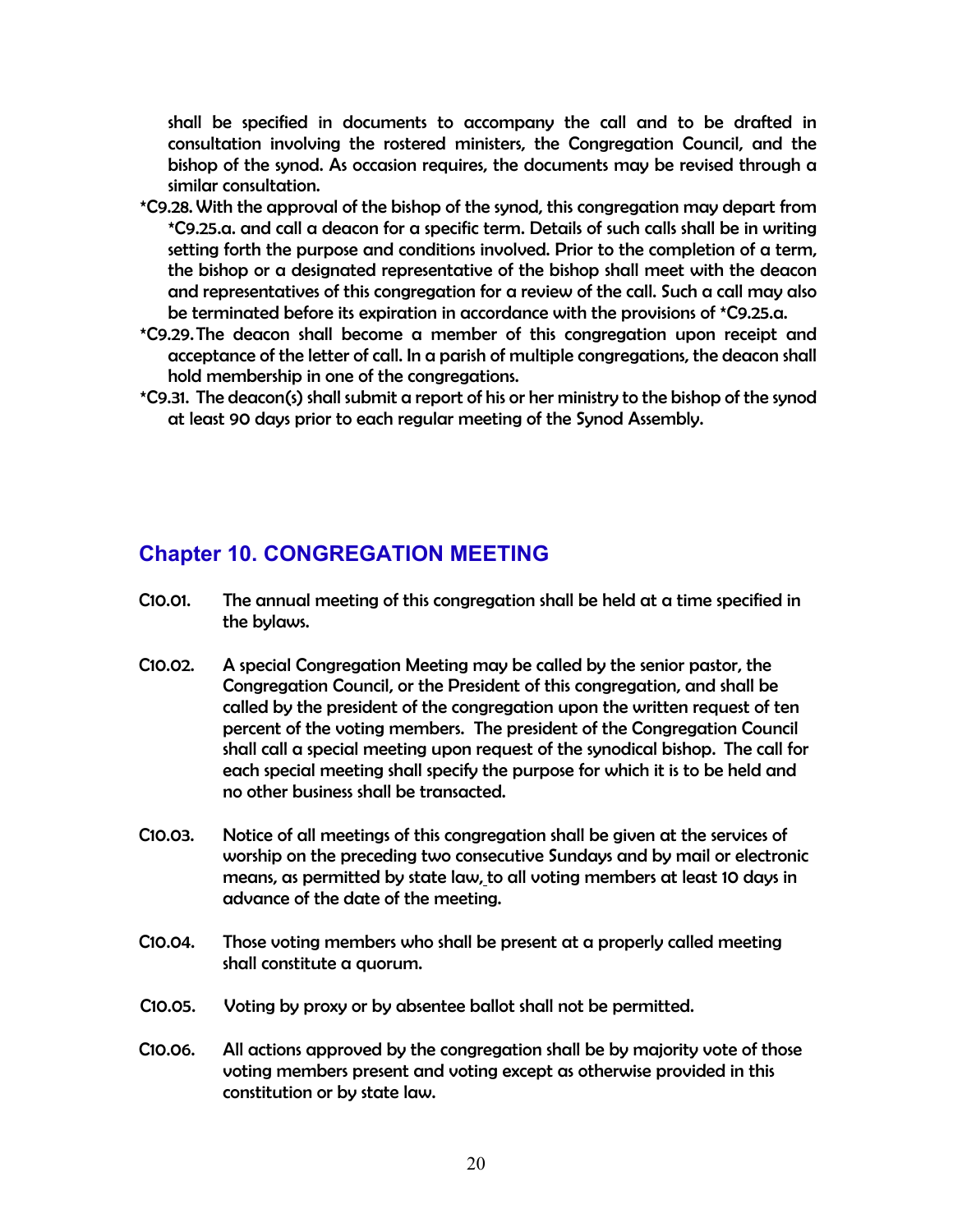shall be specified in documents to accompany the call and to be drafted in consultation involving the rostered ministers, the Congregation Council, and the bishop of the synod. As occasion requires, the documents may be revised through a similar consultation.

*C9.28. With the approval of the bishop of the synod, this congregation may depart from *C9.25.a. and call a deacon for a specific term. Details of such calls shall be in writing setting forth the purpose and conditions involved. Prior to the completion of a term, the bishop or a designated representative of the bishop shall meet with the deacon and representatives of this congregation for a review of the call. Such a call may also be terminated before its expiration in accordance with the provisions of *C9.25.a.

*C9.29. The deacon shall become a member of this congregation upon receipt and acceptance of the letter of call. In a parish of multiple congregations, the deacon shall hold membership in one of the congregations.

*C9.31. The deacon(s) shall submit a report of his or her ministry to the bishop of the synod at least 90 days prior to each regular meeting of the Synod Assembly.

## Chapter 10. CONGREGATION MEETING

C10.01. The annual meeting of this congregation shall be held at a time specified in the bylaws.

C10.02. A special Congregation Meeting may be called by the senior pastor, the Congregation Council, or the President of this congregation, and shall be called by the president of the congregation upon the written request of ten percent of the voting members. The president of the Congregation Council shall call a special meeting upon request of the synodical bishop. The call for each special meeting shall specify the purpose for which it is to be held and no other business shall be transacted.

C10.03. Notice of all meetings of this congregation shall be given at the services of worship on the preceding two consecutive Sundays and by mail or electronic means, as permitted by state law, to all voting members at least 10 days in advance of the date of the meeting.

C10.04. Those voting members who shall be present at a properly called meeting shall constitute a quorum.

C10.05. Voting by proxy or by absentee ballot shall not be permitted.

C10.06. All actions approved by the congregation shall be by majority vote of those voting members present and voting except as otherwise provided in this constitution or by state law.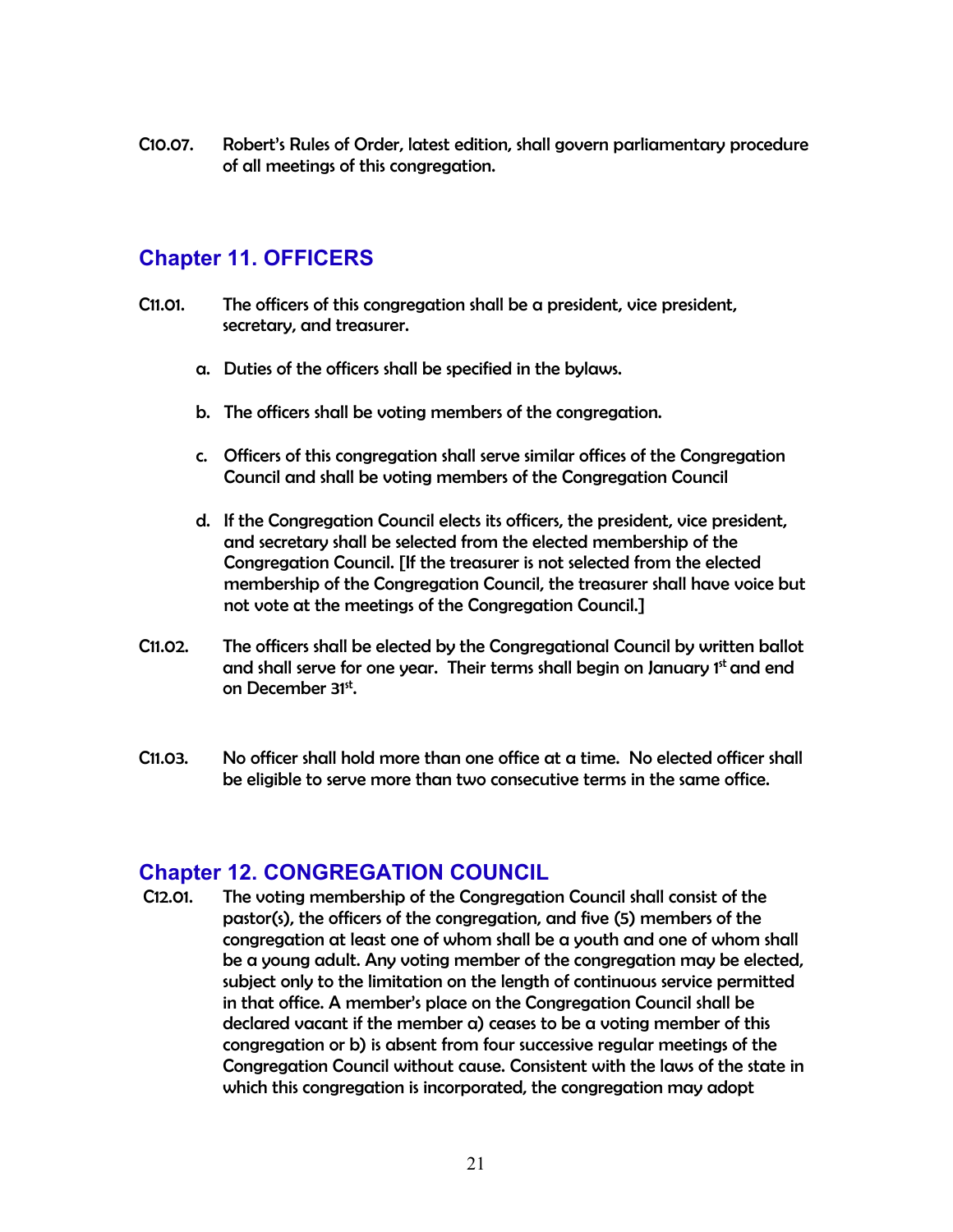C10.07. Robert's Rules of Order, latest edition, shall govern parliamentary procedure of all meetings of this congregation.

## Chapter 11. OFFICERS

C11.01. The officers of this congregation shall be a president, vice president, secretary, and treasurer.

a. Duties of the officers shall be specified in the bylaws.

b. The officers shall be voting members of the congregation.

c. Officers of this congregation shall serve similar offices of the Congregation Council and shall be voting members of the Congregation Council

d. If the Congregation Council elects its officers, the president, vice president, and secretary shall be selected from the elected membership of the Congregation Council. [If the treasurer is not selected from the elected membership of the Congregation Council, the treasurer shall have voice but not vote at the meetings of the Congregation Council.]

C11.02. The officers shall be elected by the Congregational Council by written ballot and shall serve for one year. Their terms shall begin on January 1st and end on December 31st.

C11.03. No officer shall hold more than one office at a time. No elected officer shall be eligible to serve more than two consecutive terms in the same office.

## Chapter 12. CONGREGATION COUNCIL

C12.01. The voting membership of the Congregation Council shall consist of the pastor(s), the officers of the congregation, and five (5) members of the congregation at least one of whom shall be a youth and one of whom shall be a young adult. Any voting member of the congregation may be elected, subject only to the limitation on the length of continuous service permitted in that office. A member's place on the Congregation Council shall be declared vacant if the member a) ceases to be a voting member of this congregation or b) is absent from four successive regular meetings of the Congregation Council without cause. Consistent with the laws of the state in which this congregation is incorporated, the congregation may adopt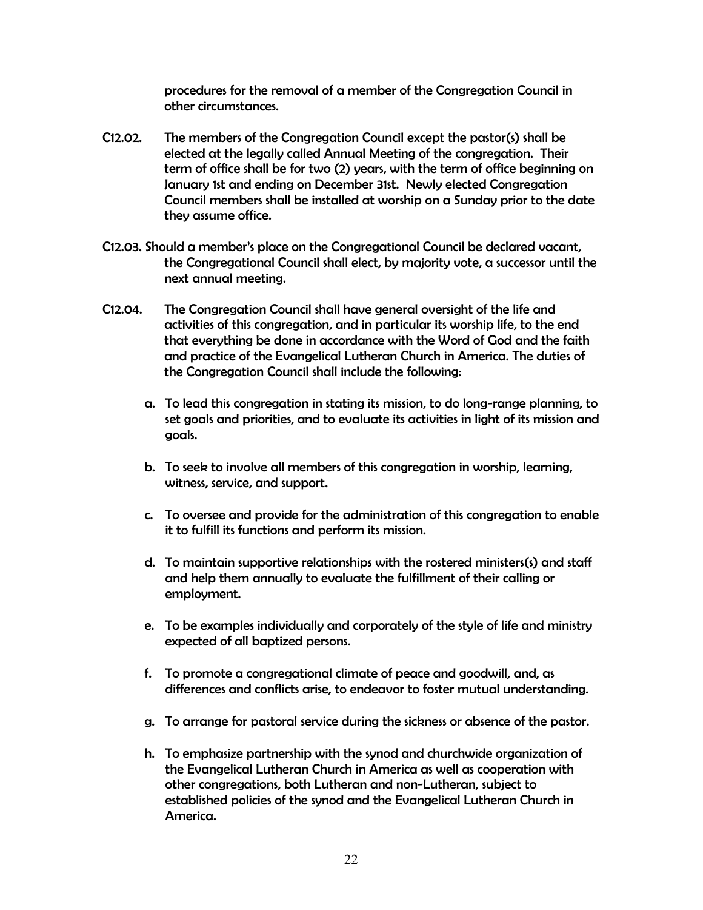procedures for the removal of a member of the Congregation Council in other circumstances.

C12.02. The members of the Congregation Council except the pastor(s) shall be elected at the legally called Annual Meeting of the congregation. Their term of office shall be for two (2) years, with the term of office beginning on January 1st and ending on December 31st. Newly elected Congregation Council members shall be installed at worship on a Sunday prior to the date they assume office.

C12.03. Should a member's place on the Congregational Council be declared vacant, the Congregational Council shall elect, by majority vote, a successor until the next annual meeting.

C12.04. The Congregation Council shall have general oversight of the life and activities of this congregation, and in particular its worship life, to the end that everything be done in accordance with the Word of God and the faith and practice of the Evangelical Lutheran Church in America. The duties of the Congregation Council shall include the following:

a. To lead this congregation in stating its mission, to do long-range planning, to set goals and priorities, and to evaluate its activities in light of its mission and goals.

b. To seek to involve all members of this congregation in worship, learning, witness, service, and support.

c. To oversee and provide for the administration of this congregation to enable it to fulfill its functions and perform its mission.

d. To maintain supportive relationships with the rostered ministers(s) and staff and help them annually to evaluate the fulfillment of their calling or employment.

e. To be examples individually and corporately of the style of life and ministry expected of all baptized persons.

f. To promote a congregational climate of peace and goodwill, and, as differences and conflicts arise, to endeavor to foster mutual understanding.

g. To arrange for pastoral service during the sickness or absence of the pastor.

h. To emphasize partnership with the synod and churchwide organization of the Evangelical Lutheran Church in America as well as cooperation with other congregations, both Lutheran and non-Lutheran, subject to established policies of the synod and the Evangelical Lutheran Church in America.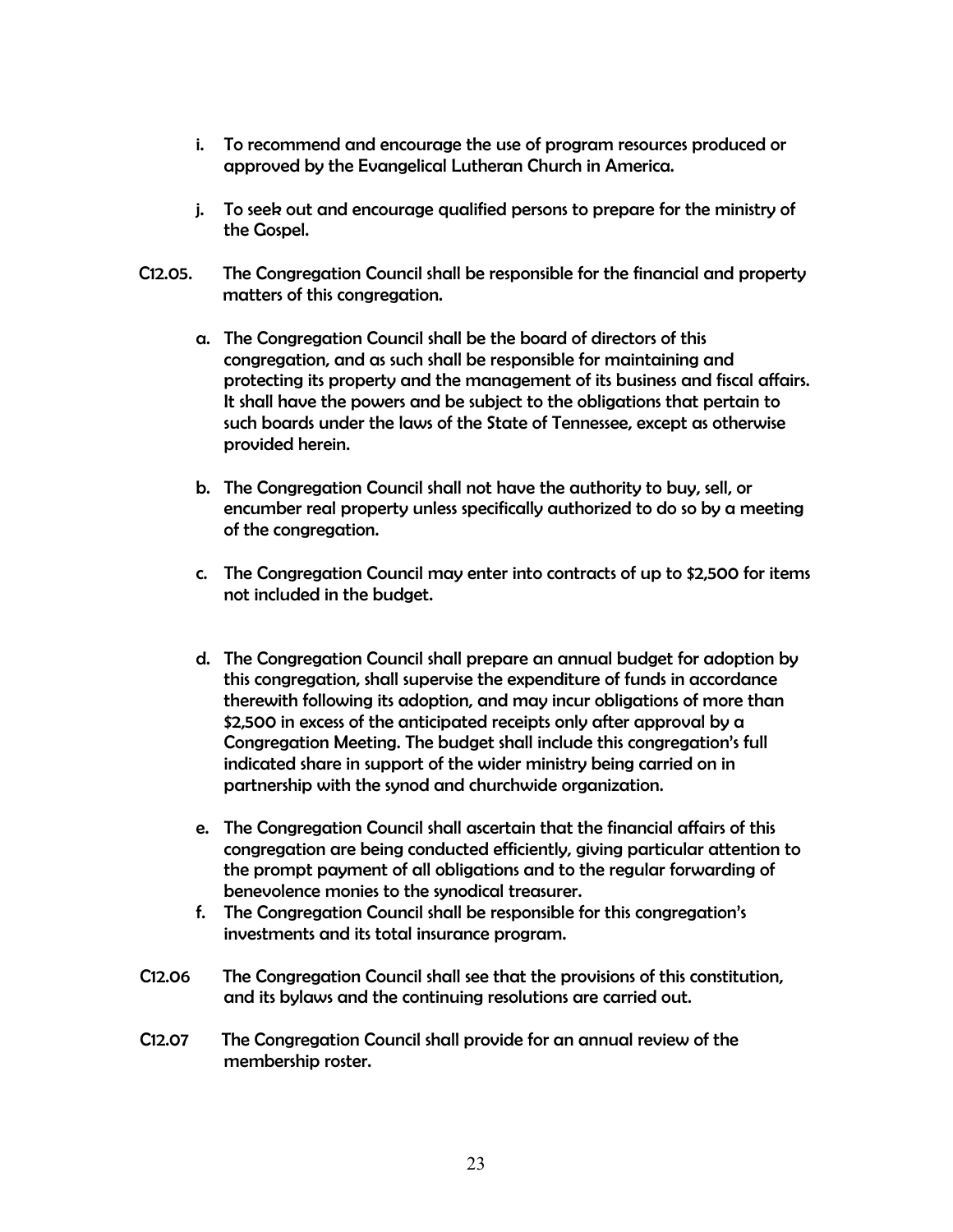i. To recommend and encourage the use of program resources produced or approved by the Evangelical Lutheran Church in America.

j. To seek out and encourage qualified persons to prepare for the ministry of the Gospel.

C12.05. The Congregation Council shall be responsible for the financial and property matters of this congregation.

a. The Congregation Council shall be the board of directors of this congregation, and as such shall be responsible for maintaining and protecting its property and the management of its business and fiscal affairs. It shall have the powers and be subject to the obligations that pertain to such boards under the laws of the State of Tennessee, except as otherwise provided herein.

b. The Congregation Council shall not have the authority to buy, sell, or encumber real property unless specifically authorized to do so by a meeting of the congregation.

c. The Congregation Council may enter into contracts of up to $2,500 for items not included in the budget.

d. The Congregation Council shall prepare an annual budget for adoption by this congregation, shall supervise the expenditure of funds in accordance therewith following its adoption, and may incur obligations of more than $2,500 in excess of the anticipated receipts only after approval by a Congregation Meeting. The budget shall include this congregation's full indicated share in support of the wider ministry being carried on in partnership with the synod and churchwide organization.

e. The Congregation Council shall ascertain that the financial affairs of this congregation are being conducted efficiently, giving particular attention to the prompt payment of all obligations and to the regular forwarding of benevolence monies to the synodical treasurer.

f. The Congregation Council shall be responsible for this congregation's investments and its total insurance program.

C12.06 The Congregation Council shall see that the provisions of this constitution, and its bylaws and the continuing resolutions are carried out.

C12.07 The Congregation Council shall provide for an annual review of the membership roster.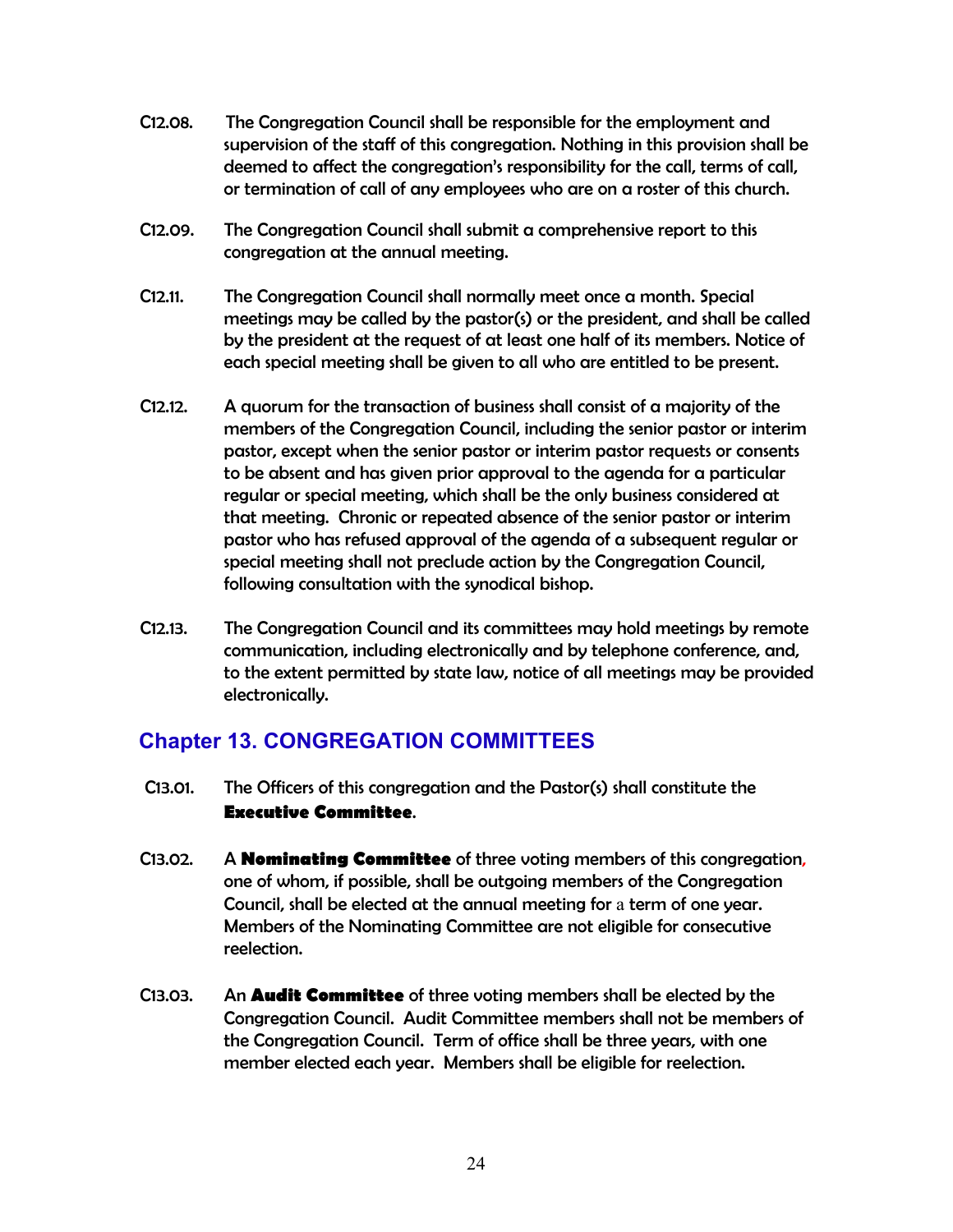C12.08. The Congregation Council shall be responsible for the employment and supervision of the staff of this congregation. Nothing in this provision shall be deemed to affect the congregation's responsibility for the call, terms of call, or termination of call of any employees who are on a roster of this church.

C12.09. The Congregation Council shall submit a comprehensive report to this congregation at the annual meeting.

C12.11. The Congregation Council shall normally meet once a month. Special meetings may be called by the pastor(s) or the president, and shall be called by the president at the request of at least one half of its members. Notice of each special meeting shall be given to all who are entitled to be present.

C12.12. A quorum for the transaction of business shall consist of a majority of the members of the Congregation Council, including the senior pastor or interim pastor, except when the senior pastor or interim pastor requests or consents to be absent and has given prior approval to the agenda for a particular regular or special meeting, which shall be the only business considered at that meeting. Chronic or repeated absence of the senior pastor or interim pastor who has refused approval of the agenda of a subsequent regular or special meeting shall not preclude action by the Congregation Council, following consultation with the synodical bishop.

C12.13. The Congregation Council and its committees may hold meetings by remote communication, including electronically and by telephone conference, and, to the extent permitted by state law, notice of all meetings may be provided electronically.

## Chapter 13. CONGREGATION COMMITTEES

C13.01. The Officers of this congregation and the Pastor(s) shall constitute the **Executive Committee**.

C13.02. A **Nominating Committee** of three voting members of this congregation, one of whom, if possible, shall be outgoing members of the Congregation Council, shall be elected at the annual meeting for a term of one year. Members of the Nominating Committee are not eligible for consecutive reelection.

C13.03. An **Audit Committee** of three voting members shall be elected by the Congregation Council. Audit Committee members shall not be members of the Congregation Council. Term of office shall be three years, with one member elected each year. Members shall be eligible for reelection.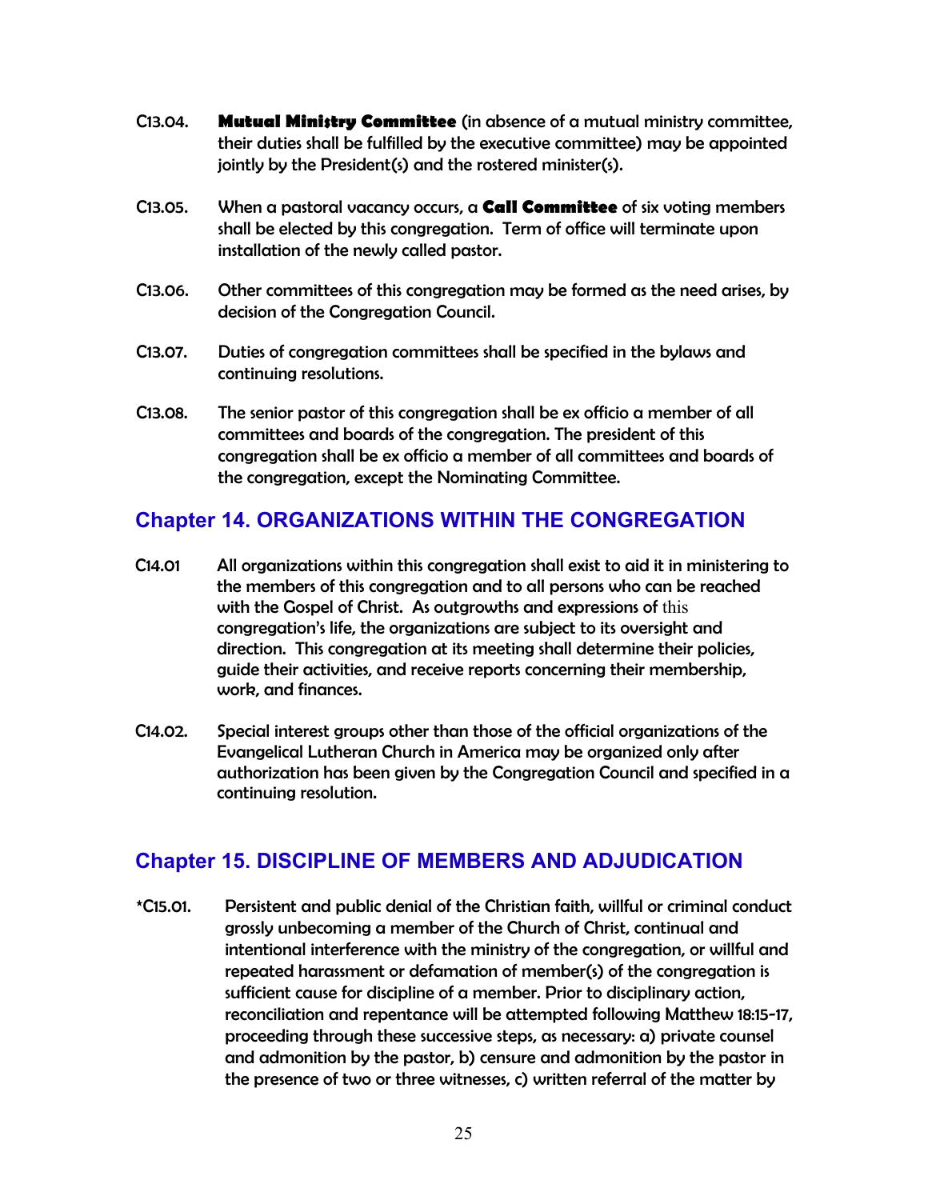C13.04. **Mutual Ministry Committee** (in absence of a mutual ministry committee, their duties shall be fulfilled by the executive committee) may be appointed jointly by the President(s) and the rostered minister(s).

C13.05. When a pastoral vacancy occurs, a **Call Committee** of six voting members shall be elected by this congregation. Term of office will terminate upon installation of the newly called pastor.

C13.06. Other committees of this congregation may be formed as the need arises, by decision of the Congregation Council.

C13.07. Duties of congregation committees shall be specified in the bylaws and continuing resolutions.

C13.08. The senior pastor of this congregation shall be ex officio a member of all committees and boards of the congregation. The president of this congregation shall be ex officio a member of all committees and boards of the congregation, except the Nominating Committee.

## Chapter 14. ORGANIZATIONS WITHIN THE CONGREGATION

C14.01 All organizations within this congregation shall exist to aid it in ministering to the members of this congregation and to all persons who can be reached with the Gospel of Christ. As outgrowths and expressions of this congregation's life, the organizations are subject to its oversight and direction. This congregation at its meeting shall determine their policies, guide their activities, and receive reports concerning their membership, work, and finances.

C14.02. Special interest groups other than those of the official organizations of the Evangelical Lutheran Church in America may be organized only after authorization has been given by the Congregation Council and specified in a continuing resolution.

## Chapter 15. DISCIPLINE OF MEMBERS AND ADJUDICATION

*C15.01. Persistent and public denial of the Christian faith, willful or criminal conduct grossly unbecoming a member of the Church of Christ, continual and intentional interference with the ministry of the congregation, or willful and repeated harassment or defamation of member(s) of the congregation is sufficient cause for discipline of a member. Prior to disciplinary action, reconciliation and repentance will be attempted following Matthew 18:15-17, proceeding through these successive steps, as necessary: a) private counsel and admonition by the pastor, b) censure and admonition by the pastor in the presence of two or three witnesses, c) written referral of the matter by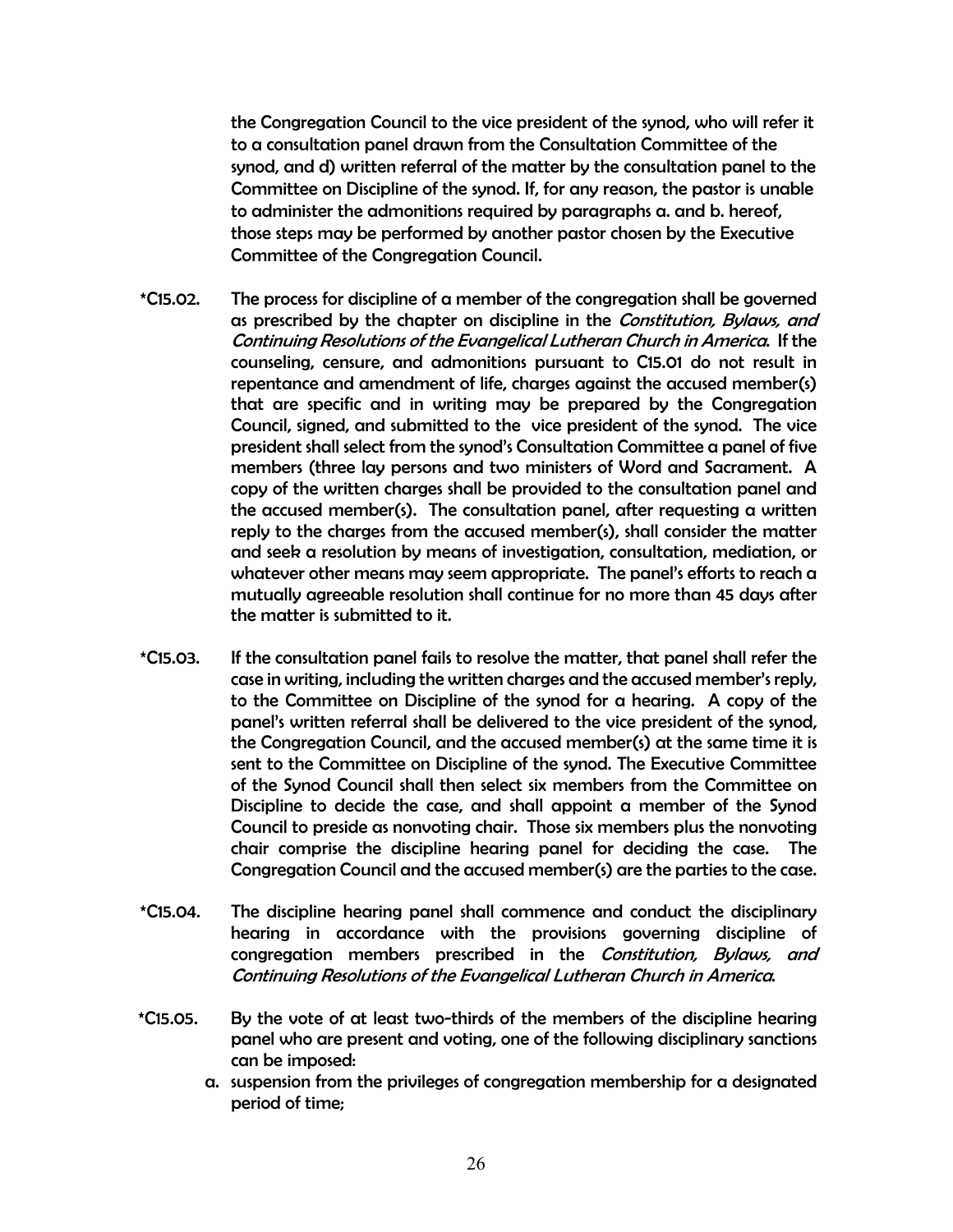the Congregation Council to the vice president of the synod, who will refer it to a consultation panel drawn from the Consultation Committee of the synod, and d) written referral of the matter by the consultation panel to the Committee on Discipline of the synod. If, for any reason, the pastor is unable to administer the admonitions required by paragraphs a. and b. hereof, those steps may be performed by another pastor chosen by the Executive Committee of the Congregation Council.

*C15.02. The process for discipline of a member of the congregation shall be governed as prescribed by the chapter on discipline in the *Constitution, Bylaws, and Continuing Resolutions of the Evangelical Lutheran Church in America*. If the counseling, censure, and admonitions pursuant to C15.01 do not result in repentance and amendment of life, charges against the accused member(s) that are specific and in writing may be prepared by the Congregation Council, signed, and submitted to the vice president of the synod. The vice president shall select from the synod's Consultation Committee a panel of five members (three lay persons and two ministers of Word and Sacrament. A copy of the written charges shall be provided to the consultation panel and the accused member(s). The consultation panel, after requesting a written reply to the charges from the accused member(s), shall consider the matter and seek a resolution by means of investigation, consultation, mediation, or whatever other means may seem appropriate. The panel's efforts to reach a mutually agreeable resolution shall continue for no more than 45 days after the matter is submitted to it.

*C15.03. If the consultation panel fails to resolve the matter, that panel shall refer the case in writing, including the written charges and the accused member's reply, to the Committee on Discipline of the synod for a hearing. A copy of the panel's written referral shall be delivered to the vice president of the synod, the Congregation Council, and the accused member(s) at the same time it is sent to the Committee on Discipline of the synod. The Executive Committee of the Synod Council shall then select six members from the Committee on Discipline to decide the case, and shall appoint a member of the Synod Council to preside as nonvoting chair. Those six members plus the nonvoting chair comprise the discipline hearing panel for deciding the case. The Congregation Council and the accused member(s) are the parties to the case.

*C15.04. The discipline hearing panel shall commence and conduct the disciplinary hearing in accordance with the provisions governing discipline of congregation members prescribed in the *Constitution, Bylaws, and Continuing Resolutions of the Evangelical Lutheran Church in America*.

*C15.05. By the vote of at least two-thirds of the members of the discipline hearing panel who are present and voting, one of the following disciplinary sanctions can be imposed:

a. suspension from the privileges of congregation membership for a designated period of time;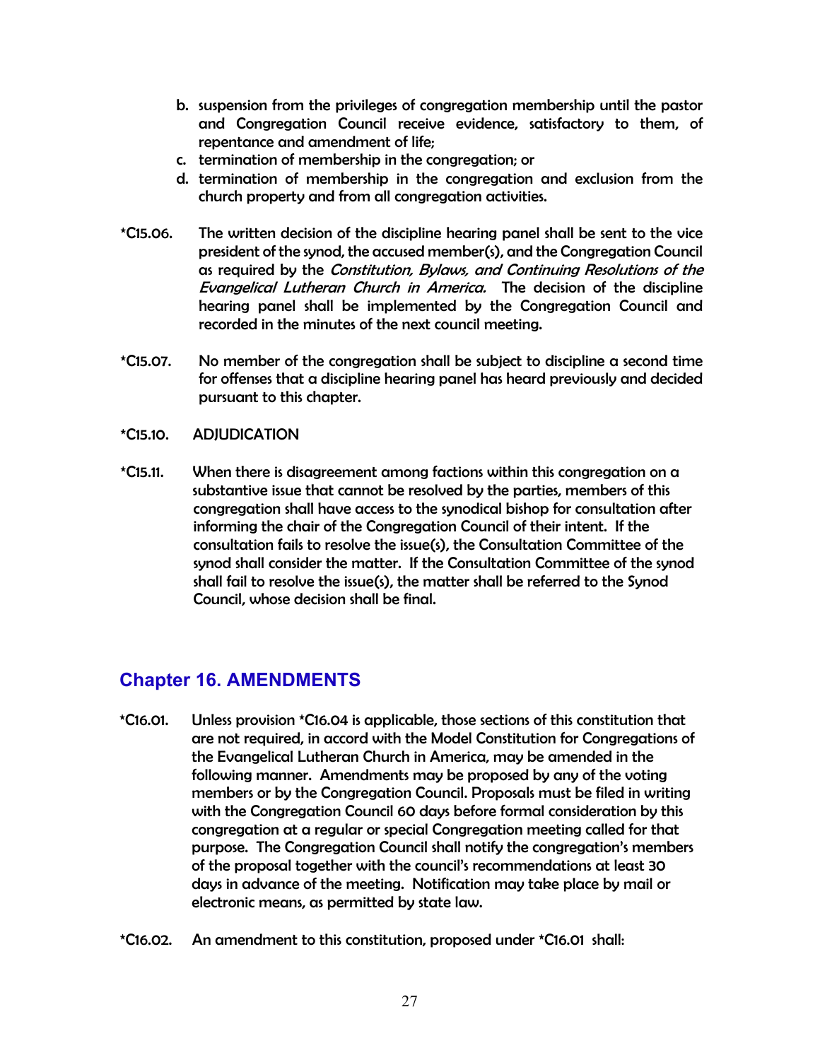b. suspension from the privileges of congregation membership until the pastor and Congregation Council receive evidence, satisfactory to them, of repentance and amendment of life;
c. termination of membership in the congregation; or
d. termination of membership in the congregation and exclusion from the church property and from all congregation activities.

*C15.06. The written decision of the discipline hearing panel shall be sent to the vice president of the synod, the accused member(s), and the Congregation Council as required by the *Constitution, Bylaws, and Continuing Resolutions of the Evangelical Lutheran Church in America.* The decision of the discipline hearing panel shall be implemented by the Congregation Council and recorded in the minutes of the next council meeting.

*C15.07. No member of the congregation shall be subject to discipline a second time for offenses that a discipline hearing panel has heard previously and decided pursuant to this chapter.

*C15.10. ADJUDICATION

*C15.11. When there is disagreement among factions within this congregation on a substantive issue that cannot be resolved by the parties, members of this congregation shall have access to the synodical bishop for consultation after informing the chair of the Congregation Council of their intent. If the consultation fails to resolve the issue(s), the Consultation Committee of the synod shall consider the matter. If the Consultation Committee of the synod shall fail to resolve the issue(s), the matter shall be referred to the Synod Council, whose decision shall be final.

## Chapter 16. AMENDMENTS

*C16.01. Unless provision *C16.04 is applicable, those sections of this constitution that are not required, in accord with the Model Constitution for Congregations of the Evangelical Lutheran Church in America, may be amended in the following manner. Amendments may be proposed by any of the voting members or by the Congregation Council. Proposals must be filed in writing with the Congregation Council 60 days before formal consideration by this congregation at a regular or special Congregation meeting called for that purpose. The Congregation Council shall notify the congregation's members of the proposal together with the council's recommendations at least 30 days in advance of the meeting. Notification may take place by mail or electronic means, as permitted by state law.

*C16.02. An amendment to this constitution, proposed under *C16.01 shall: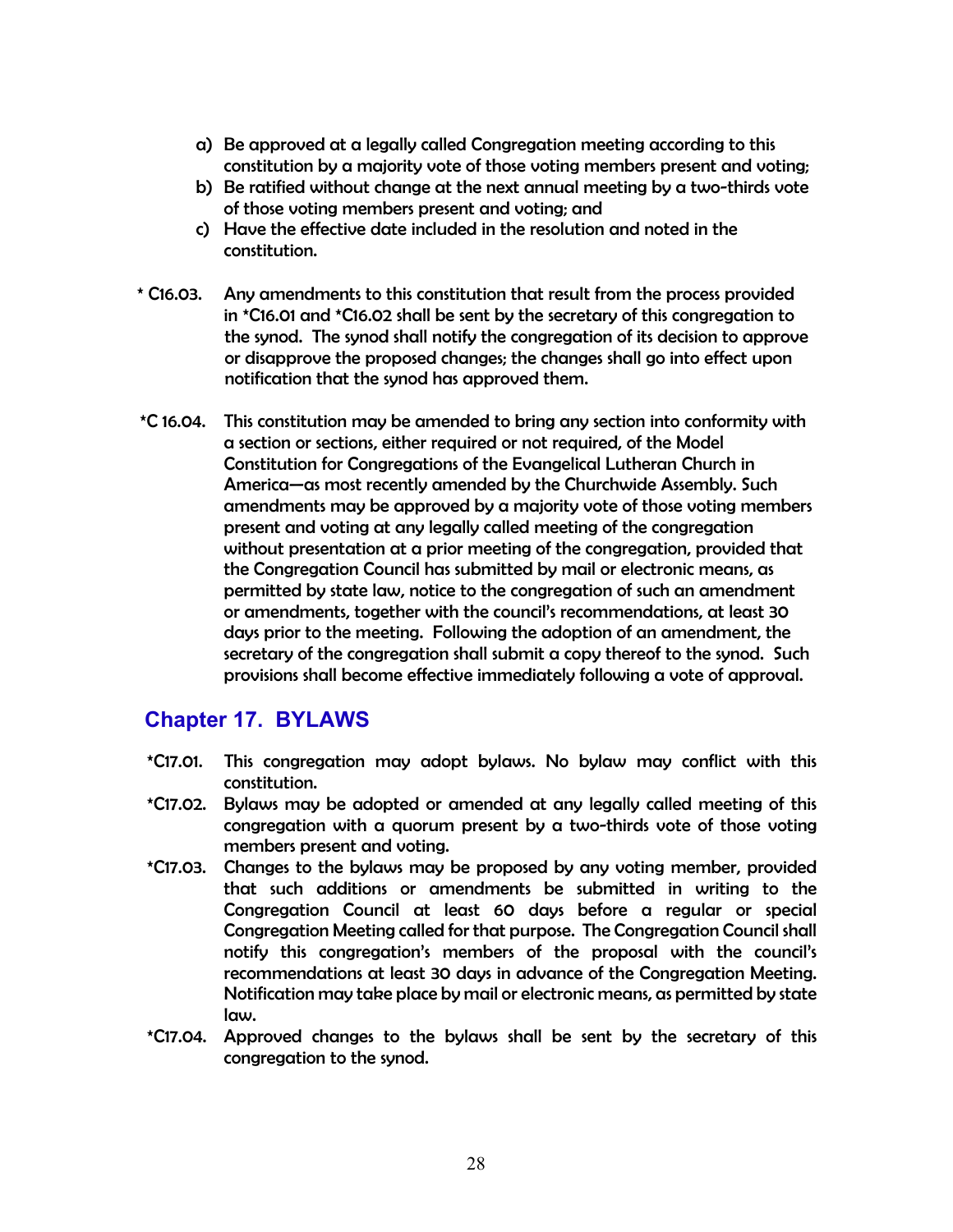a) Be approved at a legally called Congregation meeting according to this constitution by a majority vote of those voting members present and voting;
b) Be ratified without change at the next annual meeting by a two-thirds vote of those voting members present and voting; and
c) Have the effective date included in the resolution and noted in the constitution.

* C16.03. Any amendments to this constitution that result from the process provided in *C16.01 and *C16.02 shall be sent by the secretary of this congregation to the synod. The synod shall notify the congregation of its decision to approve or disapprove the proposed changes; the changes shall go into effect upon notification that the synod has approved them.

*C 16.04. This constitution may be amended to bring any section into conformity with a section or sections, either required or not required, of the Model Constitution for Congregations of the Evangelical Lutheran Church in America—as most recently amended by the Churchwide Assembly. Such amendments may be approved by a majority vote of those voting members present and voting at any legally called meeting of the congregation without presentation at a prior meeting of the congregation, provided that the Congregation Council has submitted by mail or electronic means, as permitted by state law, notice to the congregation of such an amendment or amendments, together with the council's recommendations, at least 30 days prior to the meeting. Following the adoption of an amendment, the secretary of the congregation shall submit a copy thereof to the synod. Such provisions shall become effective immediately following a vote of approval.

## Chapter 17. BYLAWS

*C17.01. This congregation may adopt bylaws. No bylaw may conflict with this constitution.

*C17.02. Bylaws may be adopted or amended at any legally called meeting of this congregation with a quorum present by a two-thirds vote of those voting members present and voting.

*C17.03. Changes to the bylaws may be proposed by any voting member, provided that such additions or amendments be submitted in writing to the Congregation Council at least 60 days before a regular or special Congregation Meeting called for that purpose. The Congregation Council shall notify this congregation's members of the proposal with the council's recommendations at least 30 days in advance of the Congregation Meeting. Notification may take place by mail or electronic means, as permitted by state law.

*C17.04. Approved changes to the bylaws shall be sent by the secretary of this congregation to the synod.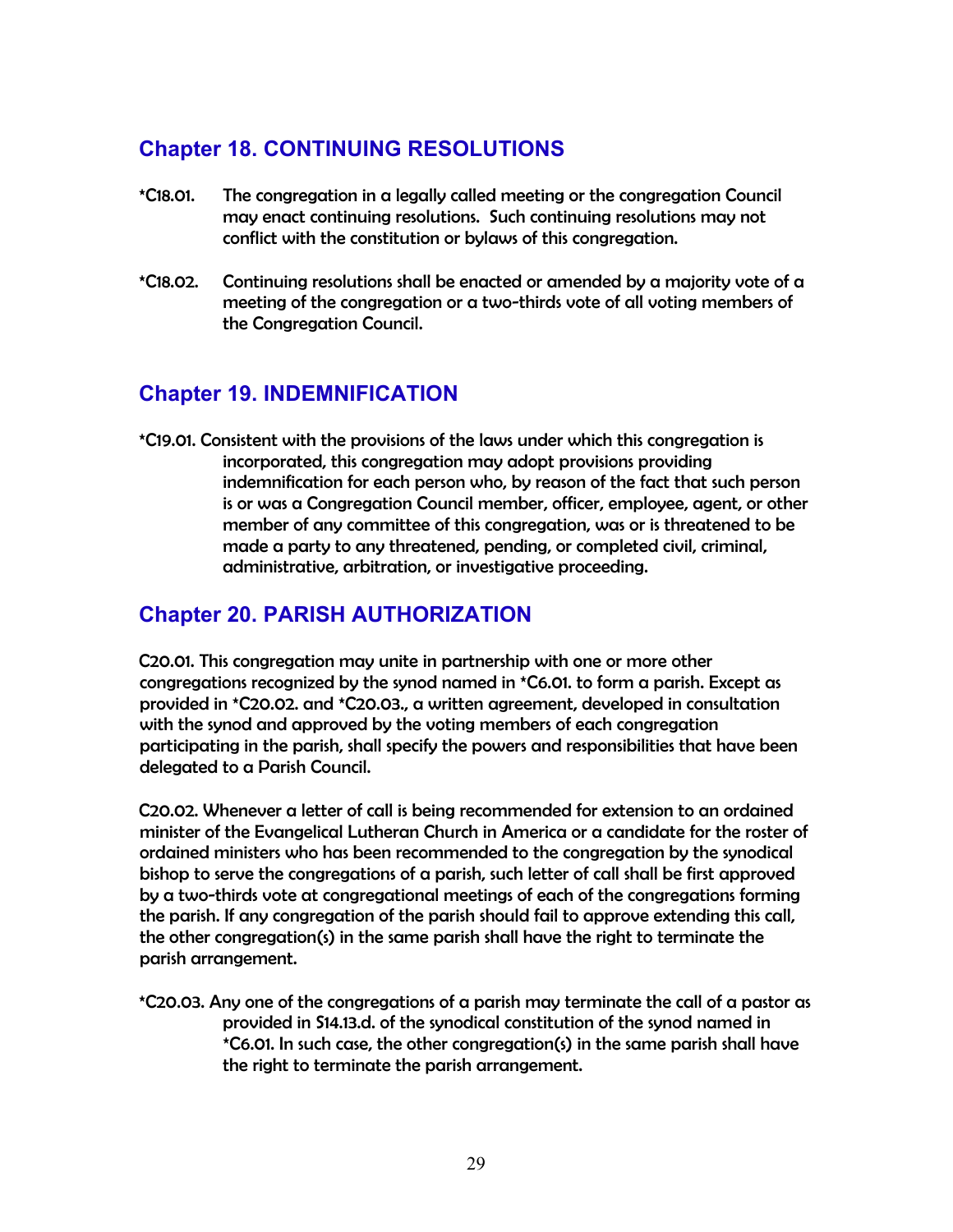## Chapter 18. CONTINUING RESOLUTIONS

*C18.01. The congregation in a legally called meeting or the congregation Council may enact continuing resolutions. Such continuing resolutions may not conflict with the constitution or bylaws of this congregation.

*C18.02. Continuing resolutions shall be enacted or amended by a majority vote of a meeting of the congregation or a two-thirds vote of all voting members of the Congregation Council.

## Chapter 19. INDEMNIFICATION

*C19.01. Consistent with the provisions of the laws under which this congregation is incorporated, this congregation may adopt provisions providing indemnification for each person who, by reason of the fact that such person is or was a Congregation Council member, officer, employee, agent, or other member of any committee of this congregation, was or is threatened to be made a party to any threatened, pending, or completed civil, criminal, administrative, arbitration, or investigative proceeding.

## Chapter 20. PARISH AUTHORIZATION

C20.01. This congregation may unite in partnership with one or more other congregations recognized by the synod named in *C6.01. to form a parish. Except as provided in *C20.02. and *C20.03., a written agreement, developed in consultation with the synod and approved by the voting members of each congregation participating in the parish, shall specify the powers and responsibilities that have been delegated to a Parish Council.

C20.02. Whenever a letter of call is being recommended for extension to an ordained minister of the Evangelical Lutheran Church in America or a candidate for the roster of ordained ministers who has been recommended to the congregation by the synodical bishop to serve the congregations of a parish, such letter of call shall be first approved by a two-thirds vote at congregational meetings of each of the congregations forming the parish. If any congregation of the parish should fail to approve extending this call, the other congregation(s) in the same parish shall have the right to terminate the parish arrangement.

*C20.03. Any one of the congregations of a parish may terminate the call of a pastor as provided in S14.13.d. of the synodical constitution of the synod named in *C6.01. In such case, the other congregation(s) in the same parish shall have the right to terminate the parish arrangement.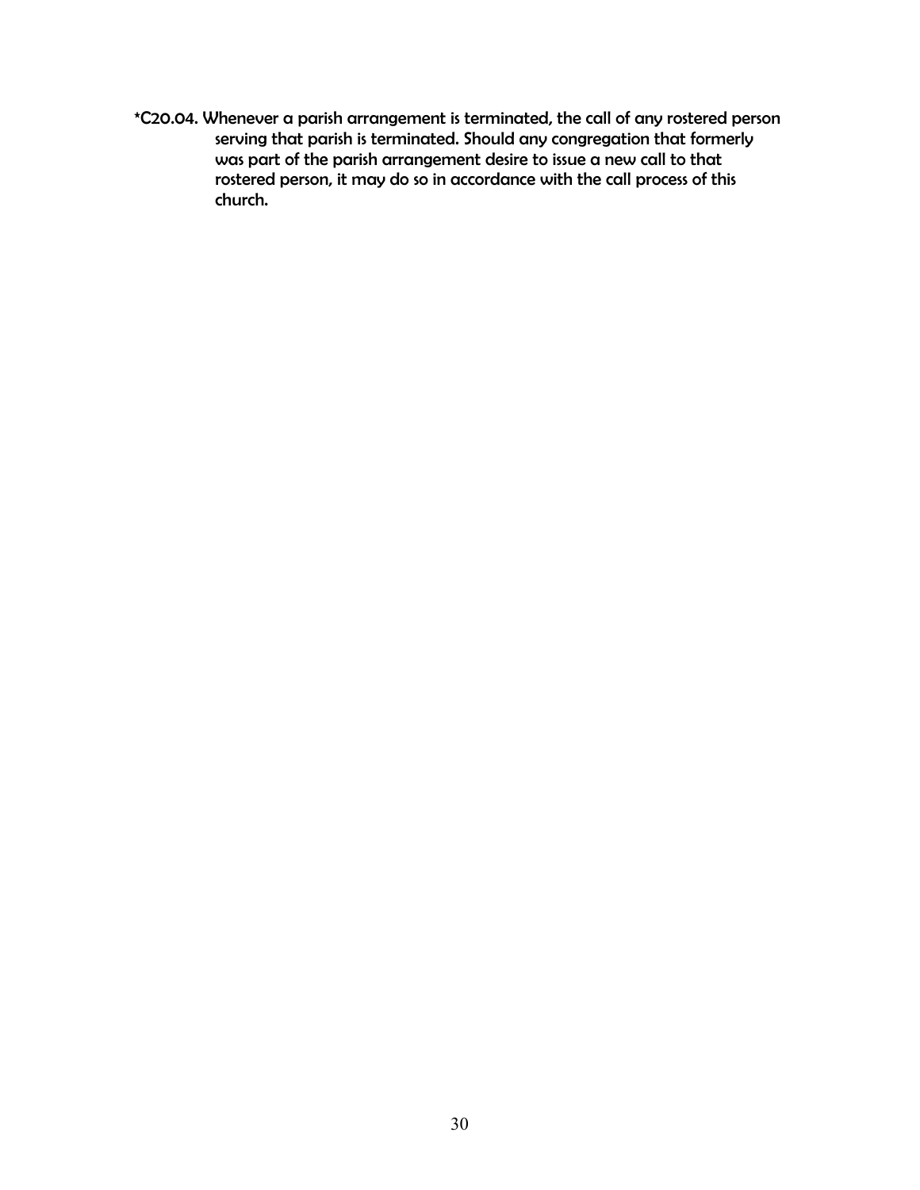*C20.04. Whenever a parish arrangement is terminated, the call of any rostered person serving that parish is terminated. Should any congregation that formerly was part of the parish arrangement desire to issue a new call to that rostered person, it may do so in accordance with the call process of this church.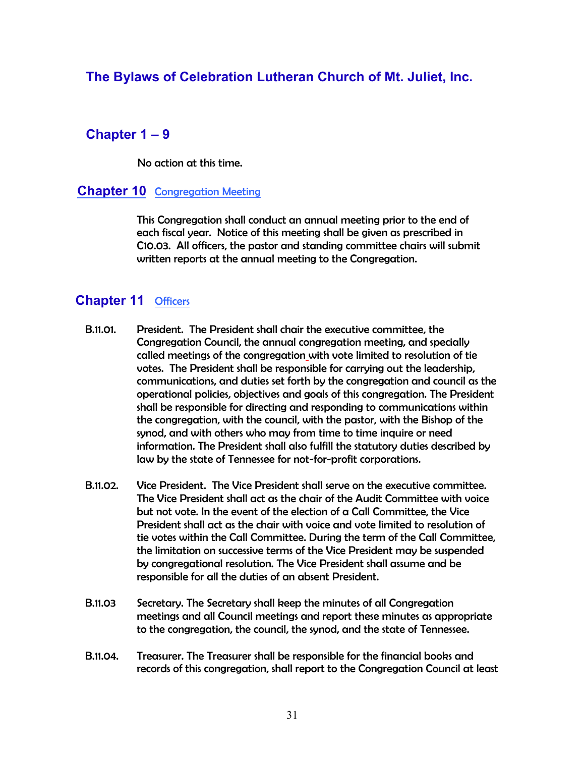# The Bylaws of Celebration Lutheran Church of Mt. Juliet, Inc.

## Chapter 1 – 9

No action at this time.

## Chapter 10 Congregation Meeting

This Congregation shall conduct an annual meeting prior to the end of each fiscal year. Notice of this meeting shall be given as prescribed in C10.03. All officers, the pastor and standing committee chairs will submit written reports at the annual meeting to the Congregation.

## Chapter 11 Officers

B.11.01. President. The President shall chair the executive committee, the Congregation Council, the annual congregation meeting, and specially called meetings of the congregation with vote limited to resolution of tie votes. The President shall be responsible for carrying out the leadership, communications, and duties set forth by the congregation and council as the operational policies, objectives and goals of this congregation. The President shall be responsible for directing and responding to communications within the congregation, with the council, with the pastor, with the Bishop of the synod, and with others who may from time to time inquire or need information. The President shall also fulfill the statutory duties described by law by the state of Tennessee for not-for-profit corporations.

B.11.02. Vice President. The Vice President shall serve on the executive committee. The Vice President shall act as the chair of the Audit Committee with voice but not vote. In the event of the election of a Call Committee, the Vice President shall act as the chair with voice and vote limited to resolution of tie votes within the Call Committee. During the term of the Call Committee, the limitation on successive terms of the Vice President may be suspended by congregational resolution. The Vice President shall assume and be responsible for all the duties of an absent President.

B.11.03 Secretary. The Secretary shall keep the minutes of all Congregation meetings and all Council meetings and report these minutes as appropriate to the congregation, the council, the synod, and the state of Tennessee.

B.11.04. Treasurer. The Treasurer shall be responsible for the financial books and records of this congregation, shall report to the Congregation Council at least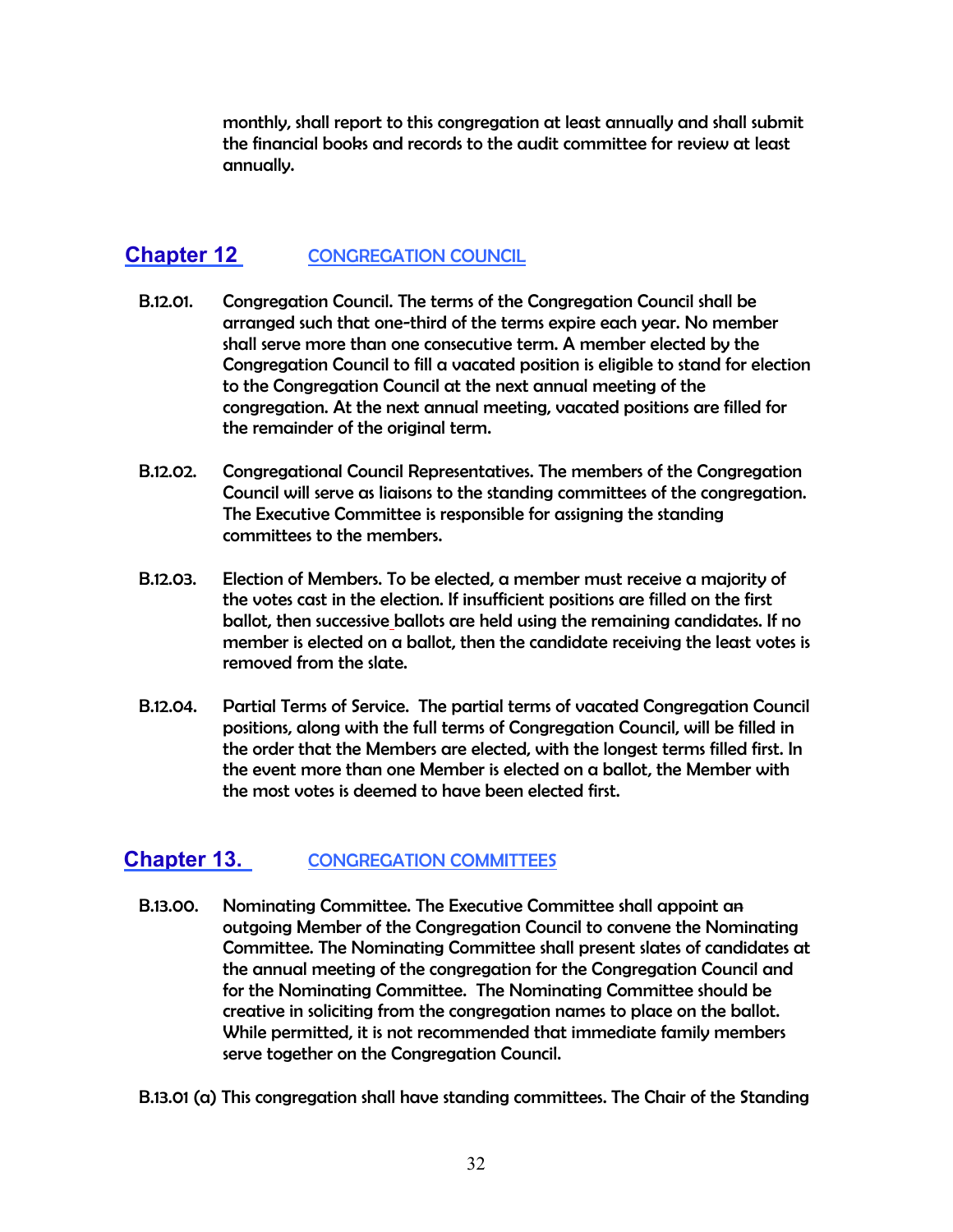monthly, shall report to this congregation at least annually and shall submit the financial books and records to the audit committee for review at least annually.

## Chapter 12 CONGREGATION COUNCIL

B.12.01. Congregation Council. The terms of the Congregation Council shall be arranged such that one-third of the terms expire each year. No member shall serve more than one consecutive term. A member elected by the Congregation Council to fill a vacated position is eligible to stand for election to the Congregation Council at the next annual meeting of the congregation. At the next annual meeting, vacated positions are filled for the remainder of the original term.

B.12.02. Congregational Council Representatives. The members of the Congregation Council will serve as liaisons to the standing committees of the congregation. The Executive Committee is responsible for assigning the standing committees to the members.

B.12.03. Election of Members. To be elected, a member must receive a majority of the votes cast in the election. If insufficient positions are filled on the first ballot, then successive ballots are held using the remaining candidates. If no member is elected on a ballot, then the candidate receiving the least votes is removed from the slate.

B.12.04. Partial Terms of Service. The partial terms of vacated Congregation Council positions, along with the full terms of Congregation Council, will be filled in the order that the Members are elected, with the longest terms filled first. In the event more than one Member is elected on a ballot, the Member with the most votes is deemed to have been elected first.

## Chapter 13. CONGREGATION COMMITTEES

B.13.00. Nominating Committee. The Executive Committee shall appoint an outgoing Member of the Congregation Council to convene the Nominating Committee. The Nominating Committee shall present slates of candidates at the annual meeting of the congregation for the Congregation Council and for the Nominating Committee. The Nominating Committee should be creative in soliciting from the congregation names to place on the ballot. While permitted, it is not recommended that immediate family members serve together on the Congregation Council.

B.13.01 (a) This congregation shall have standing committees. The Chair of the Standing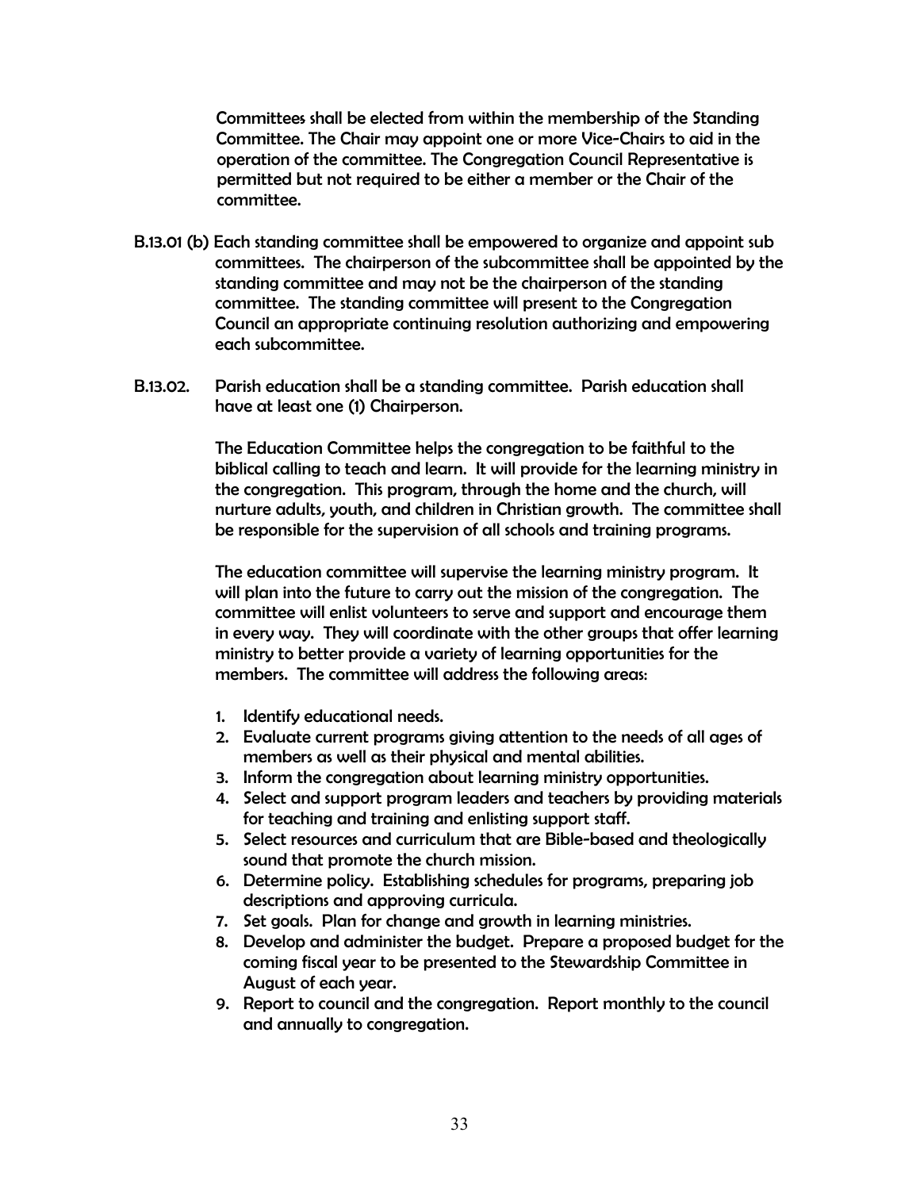Committees shall be elected from within the membership of the Standing Committee. The Chair may appoint one or more Vice-Chairs to aid in the operation of the committee. The Congregation Council Representative is permitted but not required to be either a member or the Chair of the committee.

B.13.01 (b) Each standing committee shall be empowered to organize and appoint sub committees. The chairperson of the subcommittee shall be appointed by the standing committee and may not be the chairperson of the standing committee. The standing committee will present to the Congregation Council an appropriate continuing resolution authorizing and empowering each subcommittee.

B.13.02. Parish education shall be a standing committee. Parish education shall have at least one (1) Chairperson.

The Education Committee helps the congregation to be faithful to the biblical calling to teach and learn. It will provide for the learning ministry in the congregation. This program, through the home and the church, will nurture adults, youth, and children in Christian growth. The committee shall be responsible for the supervision of all schools and training programs.

The education committee will supervise the learning ministry program. It will plan into the future to carry out the mission of the congregation. The committee will enlist volunteers to serve and support and encourage them in every way. They will coordinate with the other groups that offer learning ministry to better provide a variety of learning opportunities for the members. The committee will address the following areas:

1. Identify educational needs.
2. Evaluate current programs giving attention to the needs of all ages of members as well as their physical and mental abilities.
3. Inform the congregation about learning ministry opportunities.
4. Select and support program leaders and teachers by providing materials for teaching and training and enlisting support staff.
5. Select resources and curriculum that are Bible-based and theologically sound that promote the church mission.
6. Determine policy. Establishing schedules for programs, preparing job descriptions and approving curricula.
7. Set goals. Plan for change and growth in learning ministries.
8. Develop and administer the budget. Prepare a proposed budget for the coming fiscal year to be presented to the Stewardship Committee in August of each year.
9. Report to council and the congregation. Report monthly to the council and annually to congregation.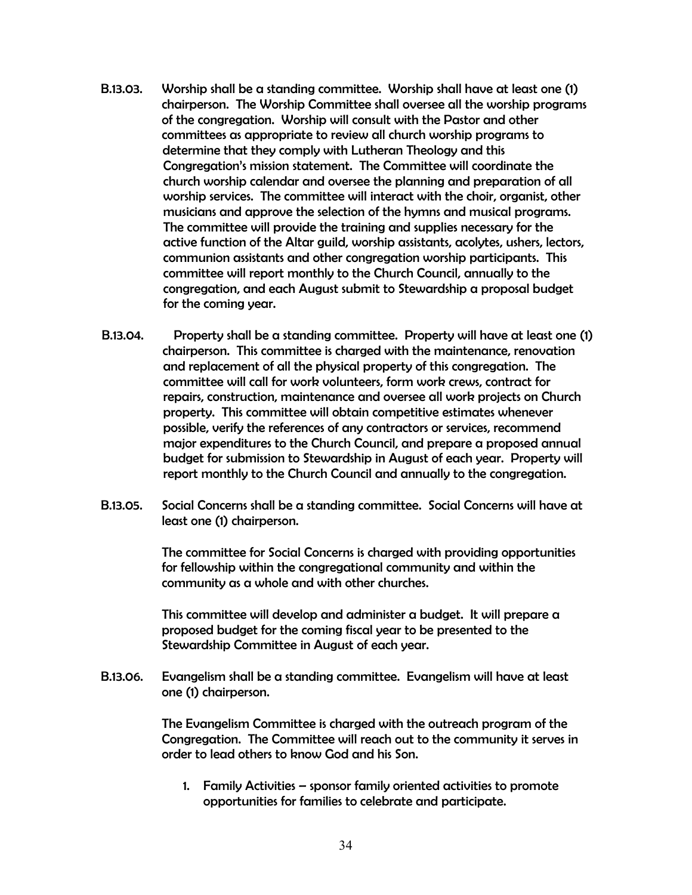B.13.03. Worship shall be a standing committee. Worship shall have at least one (1) chairperson. The Worship Committee shall oversee all the worship programs of the congregation. Worship will consult with the Pastor and other committees as appropriate to review all church worship programs to determine that they comply with Lutheran Theology and this Congregation's mission statement. The Committee will coordinate the church worship calendar and oversee the planning and preparation of all worship services. The committee will interact with the choir, organist, other musicians and approve the selection of the hymns and musical programs. The committee will provide the training and supplies necessary for the active function of the Altar guild, worship assistants, acolytes, ushers, lectors, communion assistants and other congregation worship participants. This committee will report monthly to the Church Council, annually to the congregation, and each August submit to Stewardship a proposal budget for the coming year.

B.13.04. Property shall be a standing committee. Property will have at least one (1) chairperson. This committee is charged with the maintenance, renovation and replacement of all the physical property of this congregation. The committee will call for work volunteers, form work crews, contract for repairs, construction, maintenance and oversee all work projects on Church property. This committee will obtain competitive estimates whenever possible, verify the references of any contractors or services, recommend major expenditures to the Church Council, and prepare a proposed annual budget for submission to Stewardship in August of each year. Property will report monthly to the Church Council and annually to the congregation.

B.13.05. Social Concerns shall be a standing committee. Social Concerns will have at least one (1) chairperson.

The committee for Social Concerns is charged with providing opportunities for fellowship within the congregational community and within the community as a whole and with other churches.

This committee will develop and administer a budget. It will prepare a proposed budget for the coming fiscal year to be presented to the Stewardship Committee in August of each year.

B.13.06. Evangelism shall be a standing committee. Evangelism will have at least one (1) chairperson.

The Evangelism Committee is charged with the outreach program of the Congregation. The Committee will reach out to the community it serves in order to lead others to know God and his Son.

1. Family Activities – sponsor family oriented activities to promote opportunities for families to celebrate and participate.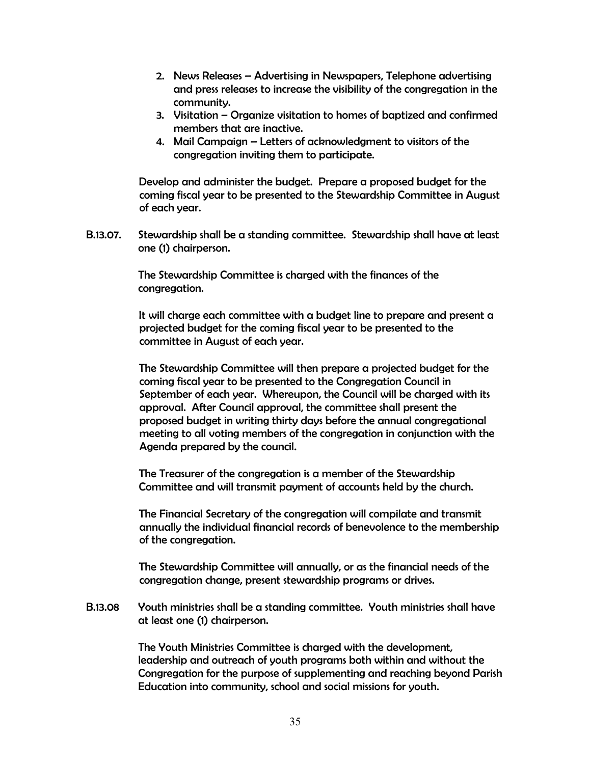2. News Releases – Advertising in Newspapers, Telephone advertising and press releases to increase the visibility of the congregation in the community.
3. Visitation – Organize visitation to homes of baptized and confirmed members that are inactive.
4. Mail Campaign – Letters of acknowledgment to visitors of the congregation inviting them to participate.

Develop and administer the budget. Prepare a proposed budget for the coming fiscal year to be presented to the Stewardship Committee in August of each year.

B.13.07. Stewardship shall be a standing committee. Stewardship shall have at least one (1) chairperson.

The Stewardship Committee is charged with the finances of the congregation.

It will charge each committee with a budget line to prepare and present a projected budget for the coming fiscal year to be presented to the committee in August of each year.

The Stewardship Committee will then prepare a projected budget for the coming fiscal year to be presented to the Congregation Council in September of each year. Whereupon, the Council will be charged with its approval. After Council approval, the committee shall present the proposed budget in writing thirty days before the annual congregational meeting to all voting members of the congregation in conjunction with the Agenda prepared by the council.

The Treasurer of the congregation is a member of the Stewardship Committee and will transmit payment of accounts held by the church.

The Financial Secretary of the congregation will compilate and transmit annually the individual financial records of benevolence to the membership of the congregation.

The Stewardship Committee will annually, or as the financial needs of the congregation change, present stewardship programs or drives.

B.13.08 Youth ministries shall be a standing committee. Youth ministries shall have at least one (1) chairperson.

The Youth Ministries Committee is charged with the development, leadership and outreach of youth programs both within and without the Congregation for the purpose of supplementing and reaching beyond Parish Education into community, school and social missions for youth.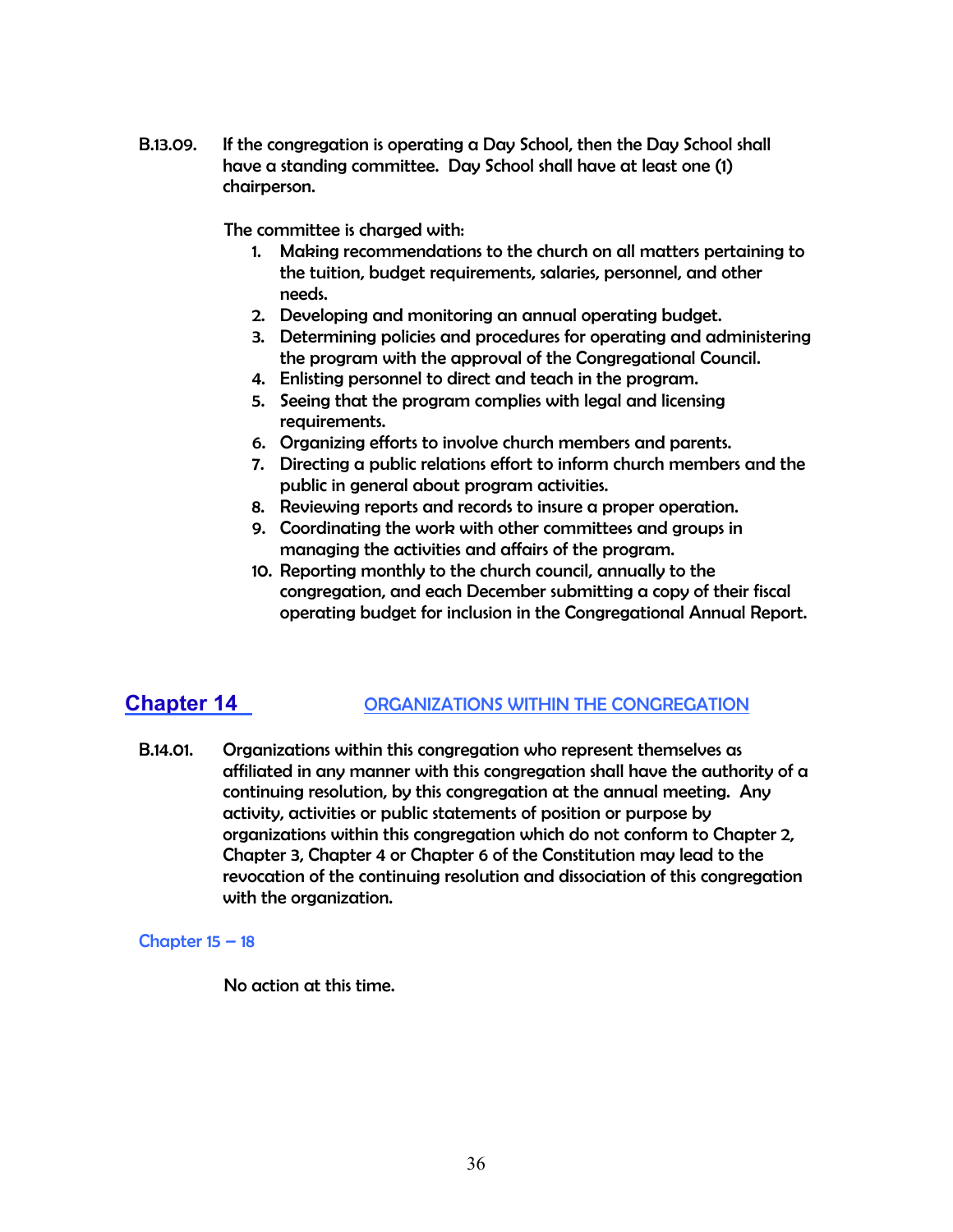B.13.09. If the congregation is operating a Day School, then the Day School shall have a standing committee. Day School shall have at least one (1) chairperson.

The committee is charged with:

1. Making recommendations to the church on all matters pertaining to the tuition, budget requirements, salaries, personnel, and other needs.
2. Developing and monitoring an annual operating budget.
3. Determining policies and procedures for operating and administering the program with the approval of the Congregational Council.
4. Enlisting personnel to direct and teach in the program.
5. Seeing that the program complies with legal and licensing requirements.
6. Organizing efforts to involve church members and parents.
7. Directing a public relations effort to inform church members and the public in general about program activities.
8. Reviewing reports and records to insure a proper operation.
9. Coordinating the work with other committees and groups in managing the activities and affairs of the program.
10. Reporting monthly to the church council, annually to the congregation, and each December submitting a copy of their fiscal operating budget for inclusion in the Congregational Annual Report.

## Chapter 14 ORGANIZATIONS WITHIN THE CONGREGATION

B.14.01. Organizations within this congregation who represent themselves as affiliated in any manner with this congregation shall have the authority of a continuing resolution, by this congregation at the annual meeting. Any activity, activities or public statements of position or purpose by organizations within this congregation which do not conform to Chapter 2, Chapter 3, Chapter 4 or Chapter 6 of the Constitution may lead to the revocation of the continuing resolution and dissociation of this congregation with the organization.

### Chapter 15 – 18

No action at this time.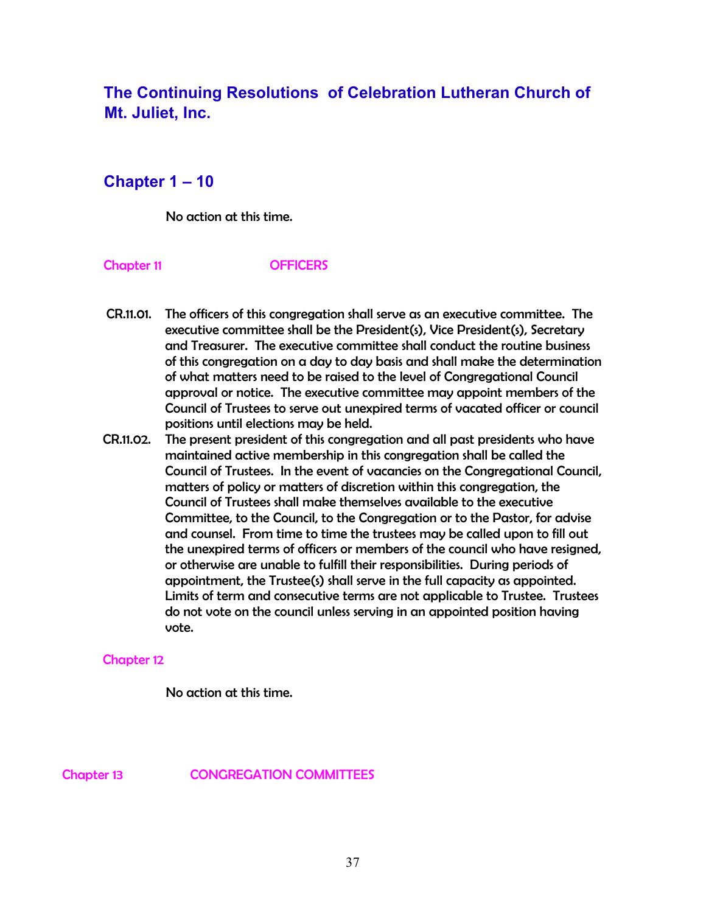# The Continuing Resolutions of Celebration Lutheran Church of Mt. Juliet, Inc.

## Chapter 1 – 10

No action at this time.

### Chapter 11 OFFICERS

**CR.11.01.** The officers of this congregation shall serve as an executive committee. The executive committee shall be the President(s), Vice President(s), Secretary and Treasurer. The executive committee shall conduct the routine business of this congregation on a day to day basis and shall make the determination of what matters need to be raised to the level of Congregational Council approval or notice. The executive committee may appoint members of the Council of Trustees to serve out unexpired terms of vacated officer or council positions until elections may be held.

**CR.11.02.** The present president of this congregation and all past presidents who have maintained active membership in this congregation shall be called the Council of Trustees. In the event of vacancies on the Congregational Council, matters of policy or matters of discretion within this congregation, the Council of Trustees shall make themselves available to the executive Committee, to the Council, to the Congregation or to the Pastor, for advise and counsel. From time to time the trustees may be called upon to fill out the unexpired terms of officers or members of the council who have resigned, or otherwise are unable to fulfill their responsibilities. During periods of appointment, the Trustee(s) shall serve in the full capacity as appointed. Limits of term and consecutive terms are not applicable to Trustee. Trustees do not vote on the council unless serving in an appointed position having vote.

### Chapter 12

No action at this time.

### Chapter 13 CONGREGATION COMMITTEES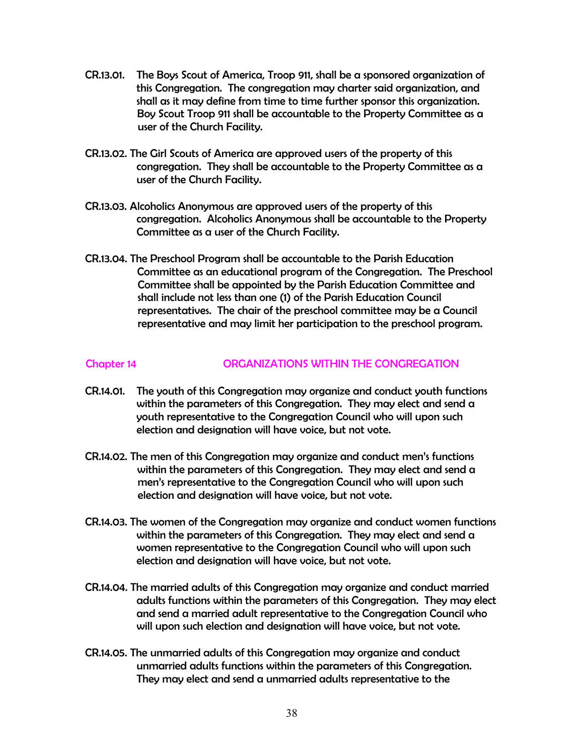CR.13.01. The Boys Scout of America, Troop 911, shall be a sponsored organization of this Congregation. The congregation may charter said organization, and shall as it may define from time to time further sponsor this organization. Boy Scout Troop 911 shall be accountable to the Property Committee as a user of the Church Facility.

CR.13.02. The Girl Scouts of America are approved users of the property of this congregation. They shall be accountable to the Property Committee as a user of the Church Facility.

CR.13.03. Alcoholics Anonymous are approved users of the property of this congregation. Alcoholics Anonymous shall be accountable to the Property Committee as a user of the Church Facility.

CR.13.04. The Preschool Program shall be accountable to the Parish Education Committee as an educational program of the Congregation. The Preschool Committee shall be appointed by the Parish Education Committee and shall include not less than one (1) of the Parish Education Council representatives. The chair of the preschool committee may be a Council representative and may limit her participation to the preschool program.

## Chapter 14 ORGANIZATIONS WITHIN THE CONGREGATION

CR.14.01. The youth of this Congregation may organize and conduct youth functions within the parameters of this Congregation. They may elect and send a youth representative to the Congregation Council who will upon such election and designation will have voice, but not vote.

CR.14.02. The men of this Congregation may organize and conduct men's functions within the parameters of this Congregation. They may elect and send a men's representative to the Congregation Council who will upon such election and designation will have voice, but not vote.

CR.14.03. The women of the Congregation may organize and conduct women functions within the parameters of this Congregation. They may elect and send a women representative to the Congregation Council who will upon such election and designation will have voice, but not vote.

CR.14.04. The married adults of this Congregation may organize and conduct married adults functions within the parameters of this Congregation. They may elect and send a married adult representative to the Congregation Council who will upon such election and designation will have voice, but not vote.

CR.14.05. The unmarried adults of this Congregation may organize and conduct unmarried adults functions within the parameters of this Congregation. They may elect and send a unmarried adults representative to the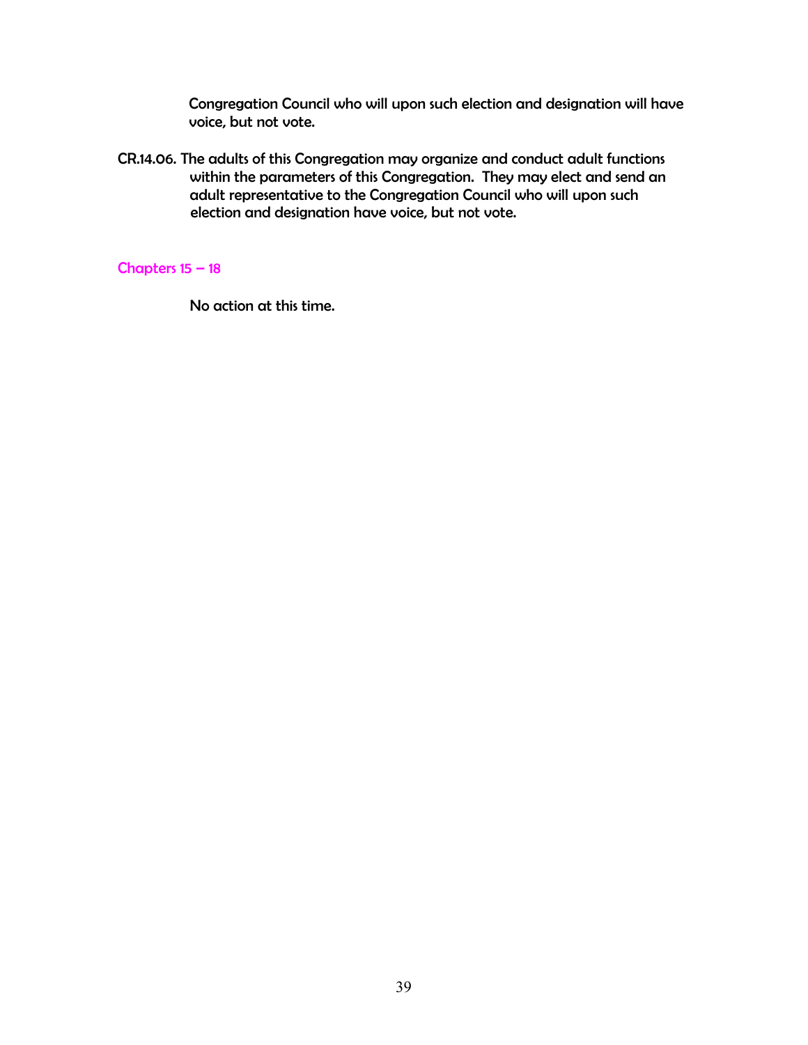Congregation Council who will upon such election and designation will have voice, but not vote.

CR.14.06. The adults of this Congregation may organize and conduct adult functions within the parameters of this Congregation. They may elect and send an adult representative to the Congregation Council who will upon such election and designation have voice, but not vote.

## Chapters 15 – 18

No action at this time.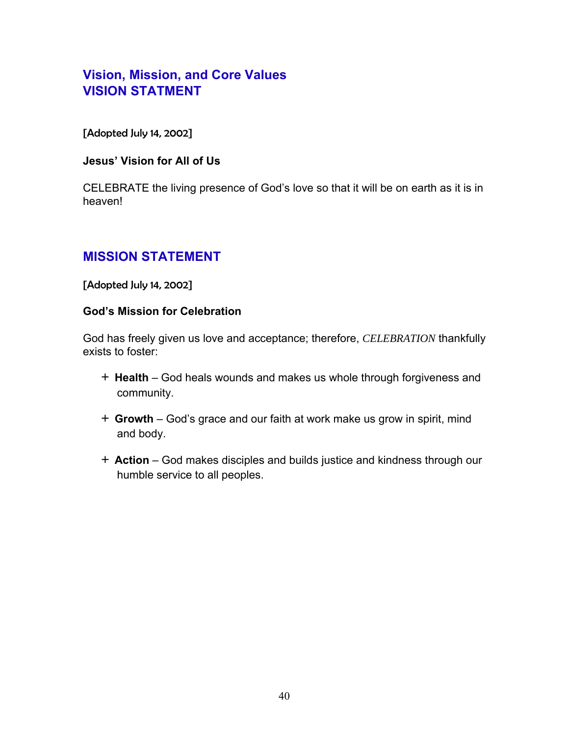## Vision, Mission, and Core Values

## VISION STATMENT

[Adopted July 14, 2002]

**Jesus' Vision for All of Us**

CELEBRATE the living presence of God's love so that it will be on earth as it is in heaven!

## MISSION STATEMENT

[Adopted July 14, 2002]

**God's Mission for Celebration**

God has freely given us love and acceptance; therefore, *CELEBRATION* thankfully exists to foster:

+ **Health** – God heals wounds and makes us whole through forgiveness and community.
+ **Growth** – God's grace and our faith at work make us grow in spirit, mind and body.
+ **Action** – God makes disciples and builds justice and kindness through our humble service to all peoples.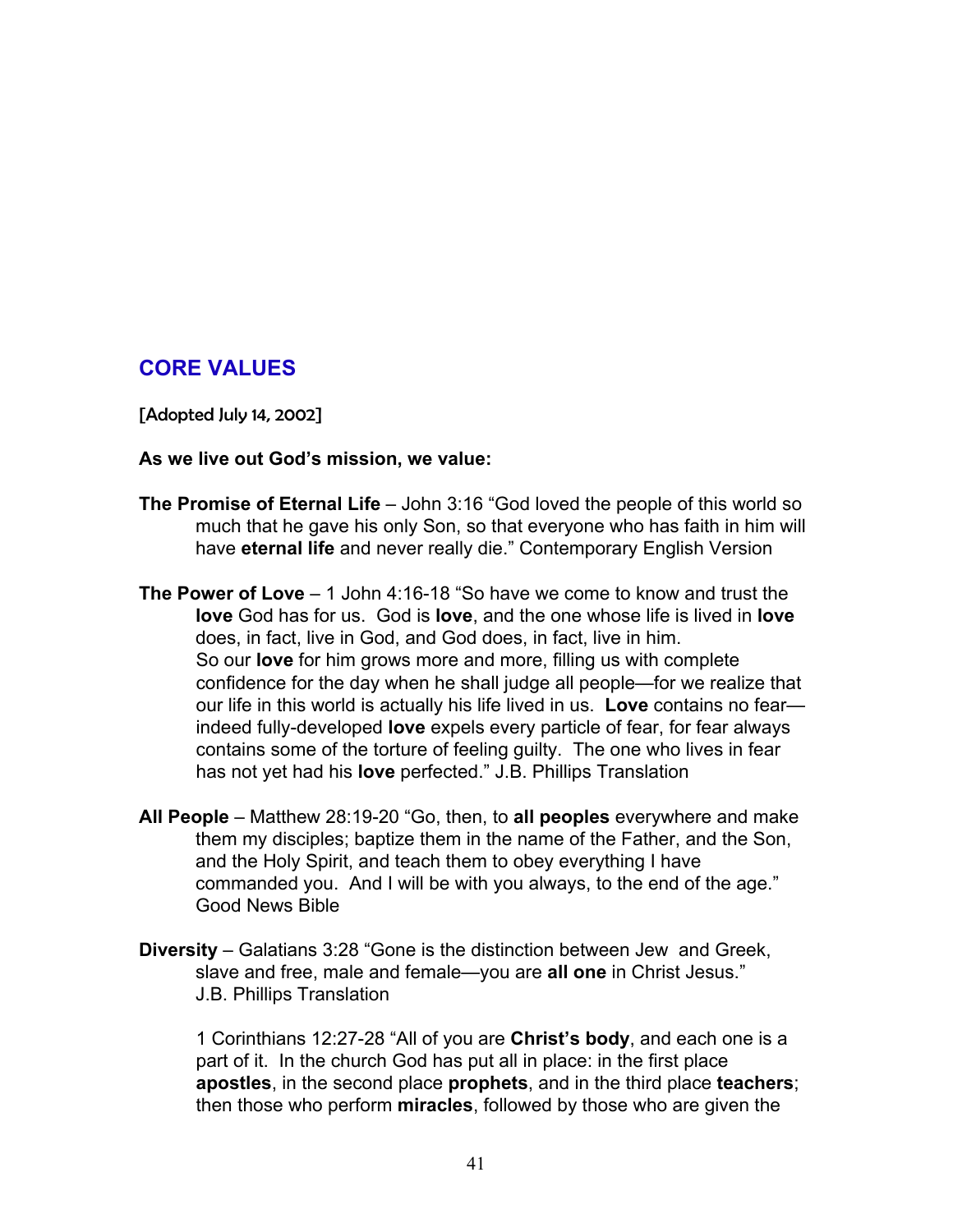## CORE VALUES

[Adopted July 14, 2002]

**As we live out God's mission, we value:**

**The Promise of Eternal Life** – John 3:16 "God loved the people of this world so much that he gave his only Son, so that everyone who has faith in him will have **eternal life** and never really die." Contemporary English Version

**The Power of Love** – 1 John 4:16-18 "So have we come to know and trust the **love** God has for us. God is **love**, and the one whose life is lived in **love** does, in fact, live in God, and God does, in fact, live in him. So our **love** for him grows more and more, filling us with complete confidence for the day when he shall judge all people—for we realize that our life in this world is actually his life lived in us. **Love** contains no fear—indeed fully-developed **love** expels every particle of fear, for fear always contains some of the torture of feeling guilty. The one who lives in fear has not yet had his **love** perfected." J.B. Phillips Translation

**All People** – Matthew 28:19-20 "Go, then, to **all peoples** everywhere and make them my disciples; baptize them in the name of the Father, and the Son, and the Holy Spirit, and teach them to obey everything I have commanded you. And I will be with you always, to the end of the age." Good News Bible

**Diversity** – Galatians 3:28 "Gone is the distinction between Jew and Greek, slave and free, male and female—you are **all one** in Christ Jesus." J.B. Phillips Translation

1 Corinthians 12:27-28 "All of you are **Christ's body**, and each one is a part of it. In the church God has put all in place: in the first place **apostles**, in the second place **prophets**, and in the third place **teachers**; then those who perform **miracles**, followed by those who are given the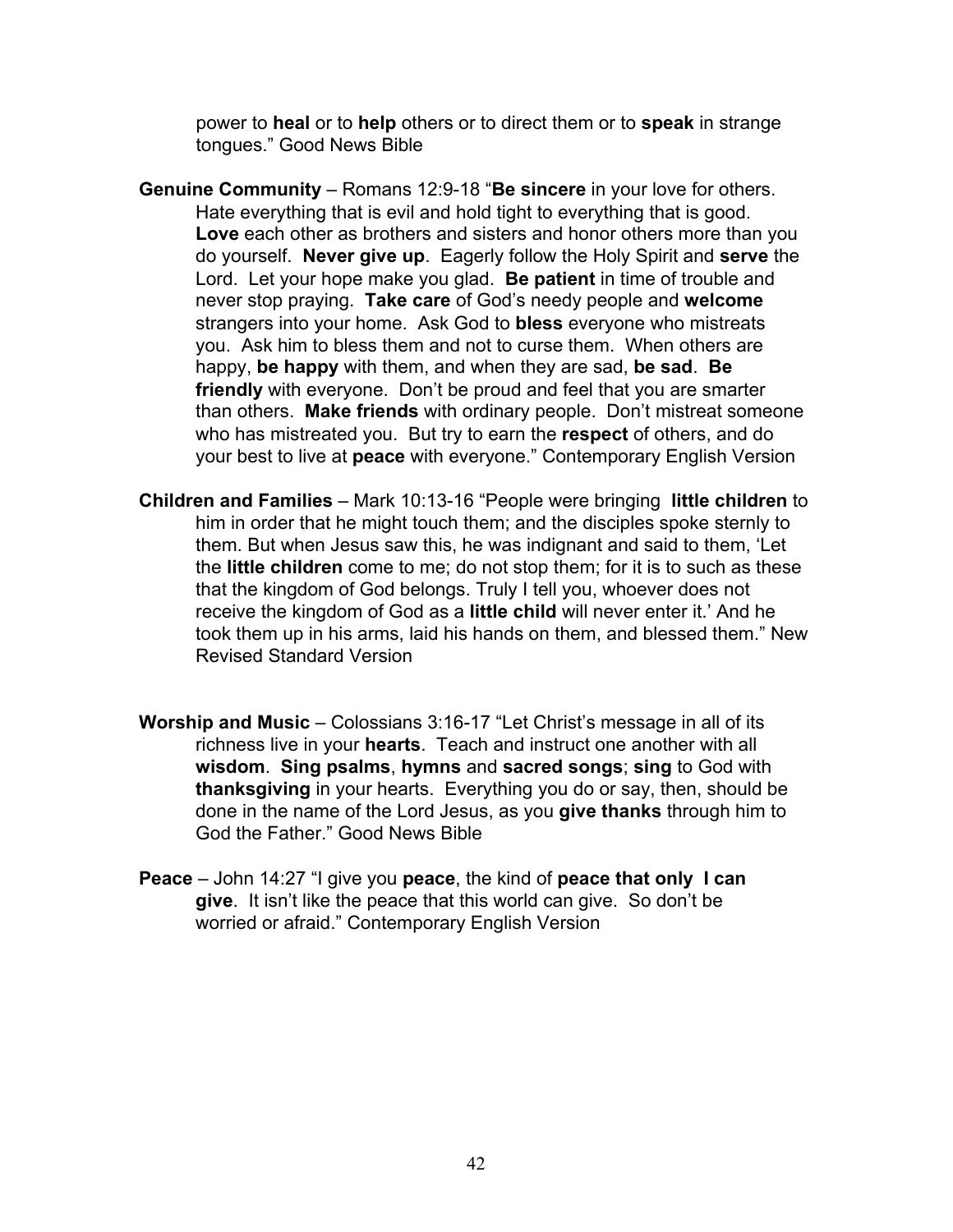power to **heal** or to **help** others or to direct them or to **speak** in strange tongues." Good News Bible

**Genuine Community** – Romans 12:9-18 "**Be sincere** in your love for others. Hate everything that is evil and hold tight to everything that is good. **Love** each other as brothers and sisters and honor others more than you do yourself. **Never give up**. Eagerly follow the Holy Spirit and **serve** the Lord. Let your hope make you glad. **Be patient** in time of trouble and never stop praying. **Take care** of God's needy people and **welcome** strangers into your home. Ask God to **bless** everyone who mistreats you. Ask him to bless them and not to curse them. When others are happy, **be happy** with them, and when they are sad, **be sad**. **Be friendly** with everyone. Don't be proud and feel that you are smarter than others. **Make friends** with ordinary people. Don't mistreat someone who has mistreated you. But try to earn the **respect** of others, and do your best to live at **peace** with everyone." Contemporary English Version

**Children and Families** – Mark 10:13-16 "People were bringing **little children** to him in order that he might touch them; and the disciples spoke sternly to them. But when Jesus saw this, he was indignant and said to them, 'Let the **little children** come to me; do not stop them; for it is to such as these that the kingdom of God belongs. Truly I tell you, whoever does not receive the kingdom of God as a **little child** will never enter it.' And he took them up in his arms, laid his hands on them, and blessed them." New Revised Standard Version

**Worship and Music** – Colossians 3:16-17 "Let Christ's message in all of its richness live in your **hearts**. Teach and instruct one another with all **wisdom**. **Sing psalms**, **hymns** and **sacred songs**; **sing** to God with **thanksgiving** in your hearts. Everything you do or say, then, should be done in the name of the Lord Jesus, as you **give thanks** through him to God the Father." Good News Bible

**Peace** – John 14:27 "I give you **peace**, the kind of **peace that only I can give**. It isn't like the peace that this world can give. So don't be worried or afraid." Contemporary English Version